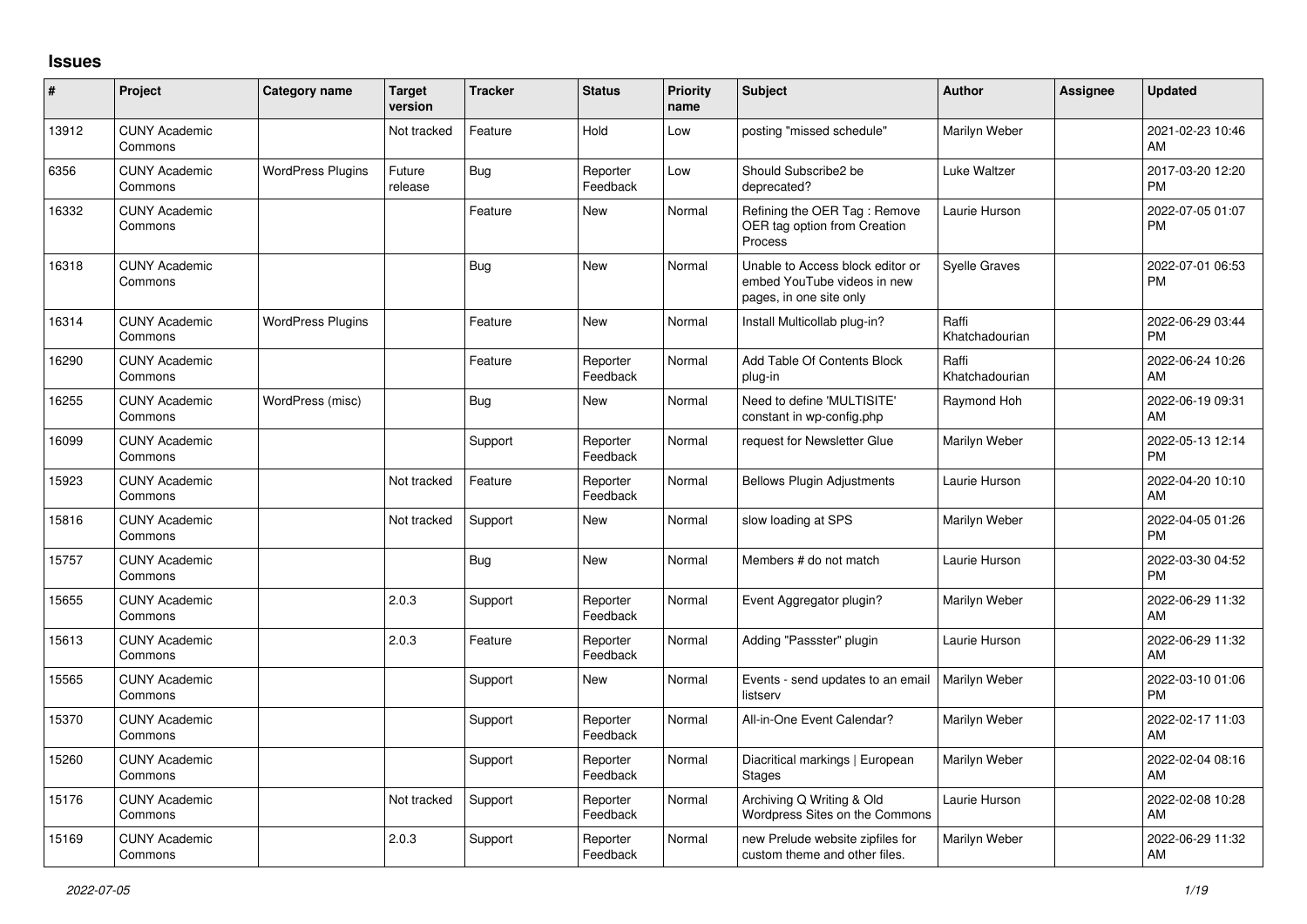## Issues

| # | Project | Category name | Target version | Tracker | Status | Priority name | Subject | Author | Assignee | Updated |
|---|---|---|---|---|---|---|---|---|---|---|
| 13912 | CUNY Academic Commons | | Not tracked | Feature | Hold | Low | posting "missed schedule" | Marilyn Weber | | 2021-02-23 10:46 AM |
| 6356 | CUNY Academic Commons | WordPress Plugins | Future release | Bug | Reporter Feedback | Low | Should Subscribe2 be deprecated? | Luke Waltzer | | 2017-03-20 12:20 PM |
| 16332 | CUNY Academic Commons | | | Feature | New | Normal | Refining the OER Tag : Remove OER tag option from Creation Process | Laurie Hurson | | 2022-07-05 01:07 PM |
| 16318 | CUNY Academic Commons | | | Bug | New | Normal | Unable to Access block editor or embed YouTube videos in new pages, in one site only | Syelle Graves | | 2022-07-01 06:53 PM |
| 16314 | CUNY Academic Commons | WordPress Plugins | | Feature | New | Normal | Install Multicollab plug-in? | Raffi Khatchadourian | | 2022-06-29 03:44 PM |
| 16290 | CUNY Academic Commons | | | Feature | Reporter Feedback | Normal | Add Table Of Contents Block plug-in | Raffi Khatchadourian | | 2022-06-24 10:26 AM |
| 16255 | CUNY Academic Commons | WordPress (misc) | | Bug | New | Normal | Need to define 'MULTISITE' constant in wp-config.php | Raymond Hoh | | 2022-06-19 09:31 AM |
| 16099 | CUNY Academic Commons | | | Support | Reporter Feedback | Normal | request for Newsletter Glue | Marilyn Weber | | 2022-05-13 12:14 PM |
| 15923 | CUNY Academic Commons | | Not tracked | Feature | Reporter Feedback | Normal | Bellows Plugin Adjustments | Laurie Hurson | | 2022-04-20 10:10 AM |
| 15816 | CUNY Academic Commons | | Not tracked | Support | New | Normal | slow loading at SPS | Marilyn Weber | | 2022-04-05 01:26 PM |
| 15757 | CUNY Academic Commons | | | Bug | New | Normal | Members # do not match | Laurie Hurson | | 2022-03-30 04:52 PM |
| 15655 | CUNY Academic Commons | | 2.0.3 | Support | Reporter Feedback | Normal | Event Aggregator plugin? | Marilyn Weber | | 2022-06-29 11:32 AM |
| 15613 | CUNY Academic Commons | | 2.0.3 | Feature | Reporter Feedback | Normal | Adding "Passster" plugin | Laurie Hurson | | 2022-06-29 11:32 AM |
| 15565 | CUNY Academic Commons | | | Support | New | Normal | Events - send updates to an email listserv | Marilyn Weber | | 2022-03-10 01:06 PM |
| 15370 | CUNY Academic Commons | | | Support | Reporter Feedback | Normal | All-in-One Event Calendar? | Marilyn Weber | | 2022-02-17 11:03 AM |
| 15260 | CUNY Academic Commons | | | Support | Reporter Feedback | Normal | Diacritical markings \| European Stages | Marilyn Weber | | 2022-02-04 08:16 AM |
| 15176 | CUNY Academic Commons | | Not tracked | Support | Reporter Feedback | Normal | Archiving Q Writing & Old Wordpress Sites on the Commons | Laurie Hurson | | 2022-02-08 10:28 AM |
| 15169 | CUNY Academic Commons | | 2.0.3 | Support | Reporter Feedback | Normal | new Prelude website zipfiles for custom theme and other files. | Marilyn Weber | | 2022-06-29 11:32 AM |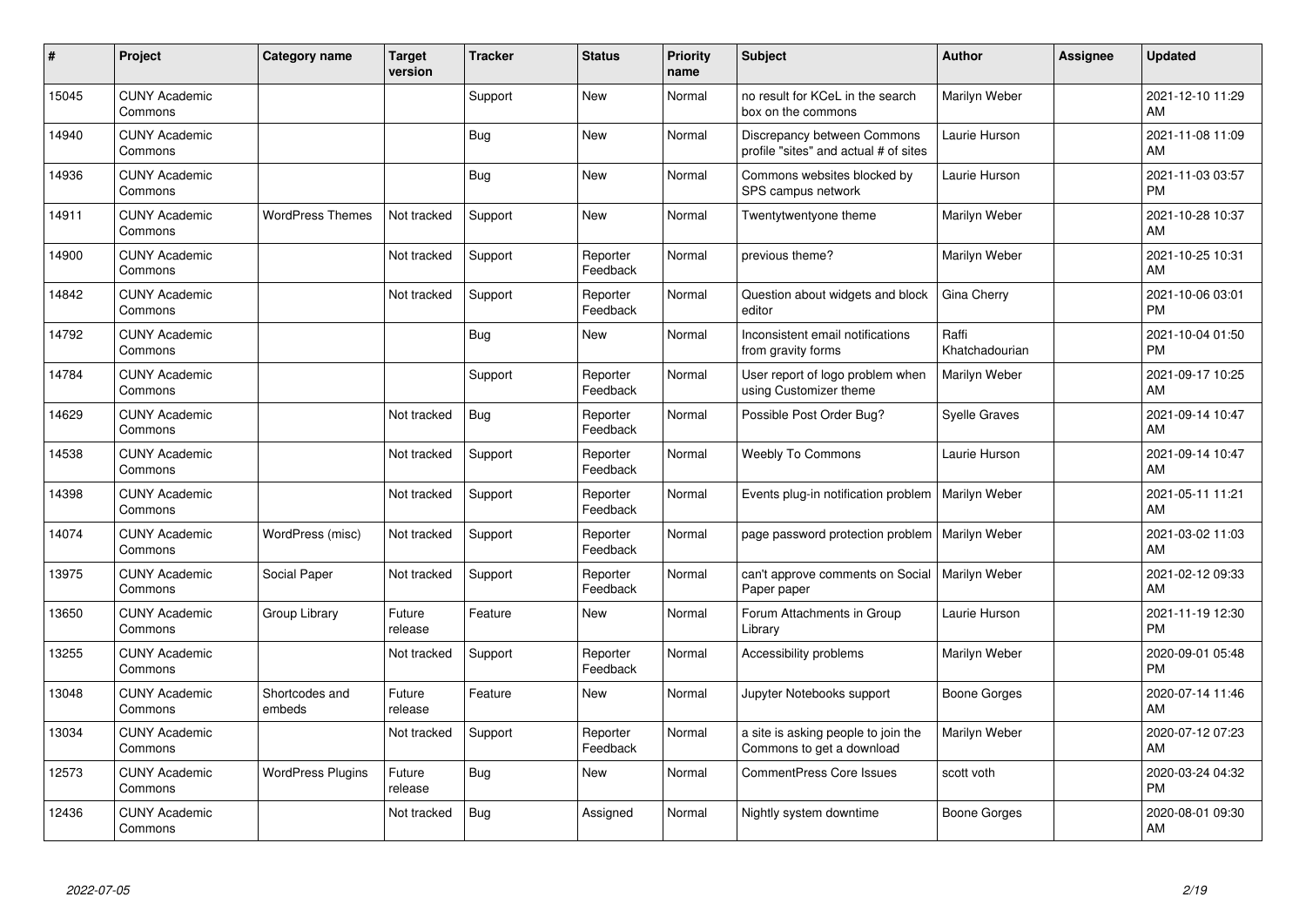| # | Project | Category name | Target version | Tracker | Status | Priority name | Subject | Author | Assignee | Updated |
|---|---|---|---|---|---|---|---|---|---|---|
| 15045 | CUNY Academic Commons | | | Support | New | Normal | no result for KCeL in the search box on the commons | Marilyn Weber | | 2021-12-10 11:29 AM |
| 14940 | CUNY Academic Commons | | | Bug | New | Normal | Discrepancy between Commons profile "sites" and actual # of sites | Laurie Hurson | | 2021-11-08 11:09 AM |
| 14936 | CUNY Academic Commons | | | Bug | New | Normal | Commons websites blocked by SPS campus network | Laurie Hurson | | 2021-11-03 03:57 PM |
| 14911 | CUNY Academic Commons | WordPress Themes | Not tracked | Support | New | Normal | Twentytwentyone theme | Marilyn Weber | | 2021-10-28 10:37 AM |
| 14900 | CUNY Academic Commons | | Not tracked | Support | Reporter Feedback | Normal | previous theme? | Marilyn Weber | | 2021-10-25 10:31 AM |
| 14842 | CUNY Academic Commons | | Not tracked | Support | Reporter Feedback | Normal | Question about widgets and block editor | Gina Cherry | | 2021-10-06 03:01 PM |
| 14792 | CUNY Academic Commons | | | Bug | New | Normal | Inconsistent email notifications from gravity forms | Raffi Khatchadourian | | 2021-10-04 01:50 PM |
| 14784 | CUNY Academic Commons | | | Support | Reporter Feedback | Normal | User report of logo problem when using Customizer theme | Marilyn Weber | | 2021-09-17 10:25 AM |
| 14629 | CUNY Academic Commons | | Not tracked | Bug | Reporter Feedback | Normal | Possible Post Order Bug? | Syelle Graves | | 2021-09-14 10:47 AM |
| 14538 | CUNY Academic Commons | | Not tracked | Support | Reporter Feedback | Normal | Weebly To Commons | Laurie Hurson | | 2021-09-14 10:47 AM |
| 14398 | CUNY Academic Commons | | Not tracked | Support | Reporter Feedback | Normal | Events plug-in notification problem | Marilyn Weber | | 2021-05-11 11:21 AM |
| 14074 | CUNY Academic Commons | WordPress (misc) | Not tracked | Support | Reporter Feedback | Normal | page password protection problem | Marilyn Weber | | 2021-03-02 11:03 AM |
| 13975 | CUNY Academic Commons | Social Paper | Not tracked | Support | Reporter Feedback | Normal | can't approve comments on Social Paper paper | Marilyn Weber | | 2021-02-12 09:33 AM |
| 13650 | CUNY Academic Commons | Group Library | Future release | Feature | New | Normal | Forum Attachments in Group Library | Laurie Hurson | | 2021-11-19 12:30 PM |
| 13255 | CUNY Academic Commons | | Not tracked | Support | Reporter Feedback | Normal | Accessibility problems | Marilyn Weber | | 2020-09-01 05:48 PM |
| 13048 | CUNY Academic Commons | Shortcodes and embeds | Future release | Feature | New | Normal | Jupyter Notebooks support | Boone Gorges | | 2020-07-14 11:46 AM |
| 13034 | CUNY Academic Commons | | Not tracked | Support | Reporter Feedback | Normal | a site is asking people to join the Commons to get a download | Marilyn Weber | | 2020-07-12 07:23 AM |
| 12573 | CUNY Academic Commons | WordPress Plugins | Future release | Bug | New | Normal | CommentPress Core Issues | scott voth | | 2020-03-24 04:32 PM |
| 12436 | CUNY Academic Commons | | Not tracked | Bug | Assigned | Normal | Nightly system downtime | Boone Gorges | | 2020-08-01 09:30 AM |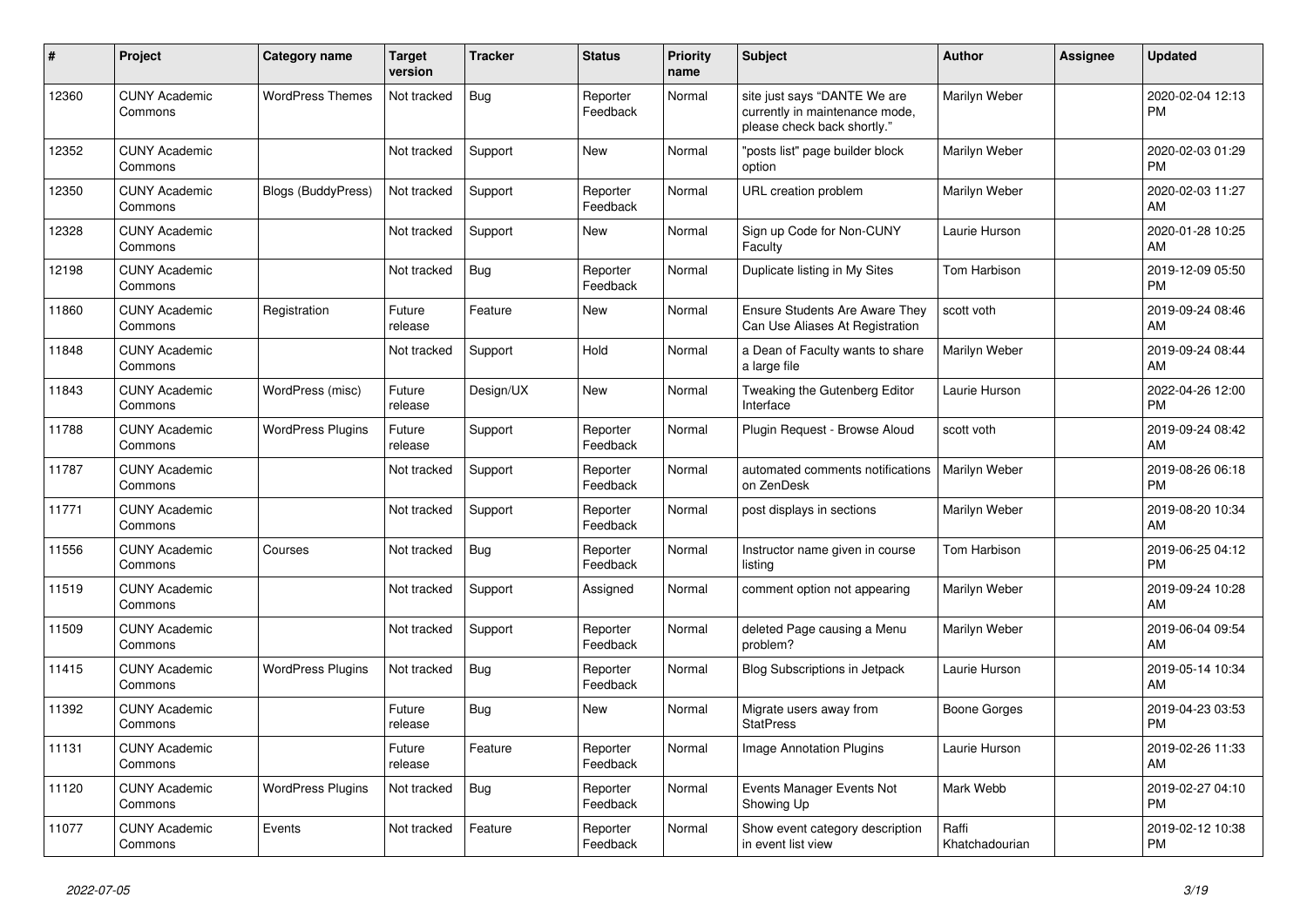| # | Project | Category name | Target version | Tracker | Status | Priority name | Subject | Author | Assignee | Updated |
|---|---|---|---|---|---|---|---|---|---|---|
| 12360 | CUNY Academic Commons | WordPress Themes | Not tracked | Bug | Reporter Feedback | Normal | site just says "DANTE We are currently in maintenance mode, please check back shortly." | Marilyn Weber | | 2020-02-04 12:13 PM |
| 12352 | CUNY Academic Commons | | Not tracked | Support | New | Normal | "posts list" page builder block option | Marilyn Weber | | 2020-02-03 01:29 PM |
| 12350 | CUNY Academic Commons | Blogs (BuddyPress) | Not tracked | Support | Reporter Feedback | Normal | URL creation problem | Marilyn Weber | | 2020-02-03 11:27 AM |
| 12328 | CUNY Academic Commons | | Not tracked | Support | New | Normal | Sign up Code for Non-CUNY Faculty | Laurie Hurson | | 2020-01-28 10:25 AM |
| 12198 | CUNY Academic Commons | | Not tracked | Bug | Reporter Feedback | Normal | Duplicate listing in My Sites | Tom Harbison | | 2019-12-09 05:50 PM |
| 11860 | CUNY Academic Commons | Registration | Future release | Feature | New | Normal | Ensure Students Are Aware They Can Use Aliases At Registration | scott voth | | 2019-09-24 08:46 AM |
| 11848 | CUNY Academic Commons | | Not tracked | Support | Hold | Normal | a Dean of Faculty wants to share a large file | Marilyn Weber | | 2019-09-24 08:44 AM |
| 11843 | CUNY Academic Commons | WordPress (misc) | Future release | Design/UX | New | Normal | Tweaking the Gutenberg Editor Interface | Laurie Hurson | | 2022-04-26 12:00 PM |
| 11788 | CUNY Academic Commons | WordPress Plugins | Future release | Support | Reporter Feedback | Normal | Plugin Request - Browse Aloud | scott voth | | 2019-09-24 08:42 AM |
| 11787 | CUNY Academic Commons | | Not tracked | Support | Reporter Feedback | Normal | automated comments notifications on ZenDesk | Marilyn Weber | | 2019-08-26 06:18 PM |
| 11771 | CUNY Academic Commons | | Not tracked | Support | Reporter Feedback | Normal | post displays in sections | Marilyn Weber | | 2019-08-20 10:34 AM |
| 11556 | CUNY Academic Commons | Courses | Not tracked | Bug | Reporter Feedback | Normal | Instructor name given in course listing | Tom Harbison | | 2019-06-25 04:12 PM |
| 11519 | CUNY Academic Commons | | Not tracked | Support | Assigned | Normal | comment option not appearing | Marilyn Weber | | 2019-09-24 10:28 AM |
| 11509 | CUNY Academic Commons | | Not tracked | Support | Reporter Feedback | Normal | deleted Page causing a Menu problem? | Marilyn Weber | | 2019-06-04 09:54 AM |
| 11415 | CUNY Academic Commons | WordPress Plugins | Not tracked | Bug | Reporter Feedback | Normal | Blog Subscriptions in Jetpack | Laurie Hurson | | 2019-05-14 10:34 AM |
| 11392 | CUNY Academic Commons | | Future release | Bug | New | Normal | Migrate users away from StatPress | Boone Gorges | | 2019-04-23 03:53 PM |
| 11131 | CUNY Academic Commons | | Future release | Feature | Reporter Feedback | Normal | Image Annotation Plugins | Laurie Hurson | | 2019-02-26 11:33 AM |
| 11120 | CUNY Academic Commons | WordPress Plugins | Not tracked | Bug | Reporter Feedback | Normal | Events Manager Events Not Showing Up | Mark Webb | | 2019-02-27 04:10 PM |
| 11077 | CUNY Academic Commons | Events | Not tracked | Feature | Reporter Feedback | Normal | Show event category description in event list view | Raffi Khatchadourian | | 2019-02-12 10:38 PM |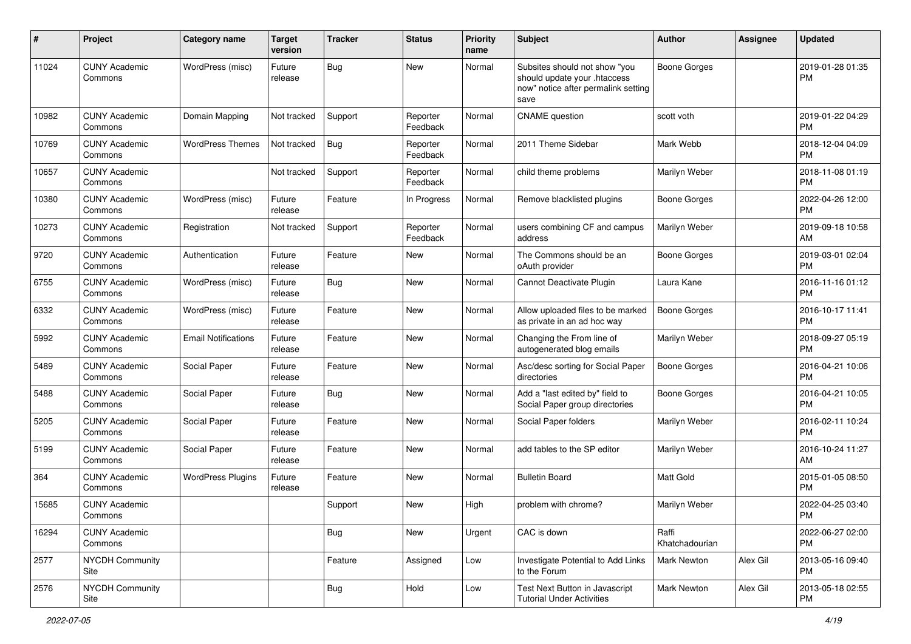| # | Project | Category name | Target version | Tracker | Status | Priority name | Subject | Author | Assignee | Updated |
|---|---|---|---|---|---|---|---|---|---|---|
| 11024 | CUNY Academic Commons | WordPress (misc) | Future release | Bug | New | Normal | Subsites should not show "you should update your .htaccess now" notice after permalink setting save | Boone Gorges | | 2019-01-28 01:35 PM |
| 10982 | CUNY Academic Commons | Domain Mapping | Not tracked | Support | Reporter Feedback | Normal | CNAME question | scott voth | | 2019-01-22 04:29 PM |
| 10769 | CUNY Academic Commons | WordPress Themes | Not tracked | Bug | Reporter Feedback | Normal | 2011 Theme Sidebar | Mark Webb | | 2018-12-04 04:09 PM |
| 10657 | CUNY Academic Commons | | Not tracked | Support | Reporter Feedback | Normal | child theme problems | Marilyn Weber | | 2018-11-08 01:19 PM |
| 10380 | CUNY Academic Commons | WordPress (misc) | Future release | Feature | In Progress | Normal | Remove blacklisted plugins | Boone Gorges | | 2022-04-26 12:00 PM |
| 10273 | CUNY Academic Commons | Registration | Not tracked | Support | Reporter Feedback | Normal | users combining CF and campus address | Marilyn Weber | | 2019-09-18 10:58 AM |
| 9720 | CUNY Academic Commons | Authentication | Future release | Feature | New | Normal | The Commons should be an oAuth provider | Boone Gorges | | 2019-03-01 02:04 PM |
| 6755 | CUNY Academic Commons | WordPress (misc) | Future release | Bug | New | Normal | Cannot Deactivate Plugin | Laura Kane | | 2016-11-16 01:12 PM |
| 6332 | CUNY Academic Commons | WordPress (misc) | Future release | Feature | New | Normal | Allow uploaded files to be marked as private in an ad hoc way | Boone Gorges | | 2016-10-17 11:41 PM |
| 5992 | CUNY Academic Commons | Email Notifications | Future release | Feature | New | Normal | Changing the From line of autogenerated blog emails | Marilyn Weber | | 2018-09-27 05:19 PM |
| 5489 | CUNY Academic Commons | Social Paper | Future release | Feature | New | Normal | Asc/desc sorting for Social Paper directories | Boone Gorges | | 2016-04-21 10:06 PM |
| 5488 | CUNY Academic Commons | Social Paper | Future release | Bug | New | Normal | Add a "last edited by" field to Social Paper group directories | Boone Gorges | | 2016-04-21 10:05 PM |
| 5205 | CUNY Academic Commons | Social Paper | Future release | Feature | New | Normal | Social Paper folders | Marilyn Weber | | 2016-02-11 10:24 PM |
| 5199 | CUNY Academic Commons | Social Paper | Future release | Feature | New | Normal | add tables to the SP editor | Marilyn Weber | | 2016-10-24 11:27 AM |
| 364 | CUNY Academic Commons | WordPress Plugins | Future release | Feature | New | Normal | Bulletin Board | Matt Gold | | 2015-01-05 08:50 PM |
| 15685 | CUNY Academic Commons | | | Support | New | High | problem with chrome? | Marilyn Weber | | 2022-04-25 03:40 PM |
| 16294 | CUNY Academic Commons | | | Bug | New | Urgent | CAC is down | Raffi Khatchadourian | | 2022-06-27 02:00 PM |
| 2577 | NYCDH Community Site | | | Feature | Assigned | Low | Investigate Potential to Add Links to the Forum | Mark Newton | Alex Gil | 2013-05-16 09:40 PM |
| 2576 | NYCDH Community Site | | | Bug | Hold | Low | Test Next Button in Javascript Tutorial Under Activities | Mark Newton | Alex Gil | 2013-05-18 02:55 PM |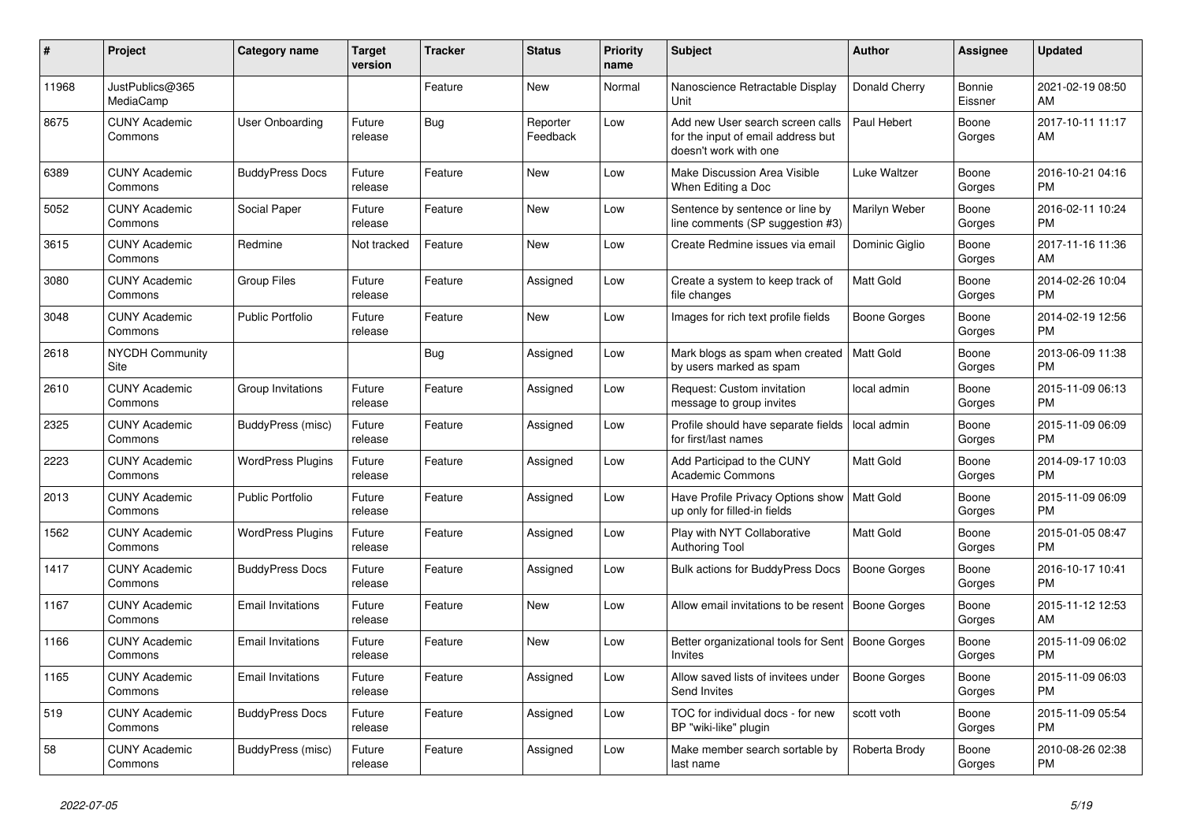| # | Project | Category name | Target version | Tracker | Status | Priority name | Subject | Author | Assignee | Updated |
|---|---|---|---|---|---|---|---|---|---|---|
| 11968 | JustPublics@365 MediaCamp | | | Feature | New | Normal | Nanoscience Retractable Display Unit | Donald Cherry | Bonnie Eissner | 2021-02-19 08:50 AM |
| 8675 | CUNY Academic Commons | User Onboarding | Future release | Bug | Reporter Feedback | Low | Add new User search screen calls for the input of email address but doesn't work with one | Paul Hebert | Boone Gorges | 2017-10-11 11:17 AM |
| 6389 | CUNY Academic Commons | BuddyPress Docs | Future release | Feature | New | Low | Make Discussion Area Visible When Editing a Doc | Luke Waltzer | Boone Gorges | 2016-10-21 04:16 PM |
| 5052 | CUNY Academic Commons | Social Paper | Future release | Feature | New | Low | Sentence by sentence or line by line comments (SP suggestion #3) | Marilyn Weber | Boone Gorges | 2016-02-11 10:24 PM |
| 3615 | CUNY Academic Commons | Redmine | Not tracked | Feature | New | Low | Create Redmine issues via email | Dominic Giglio | Boone Gorges | 2017-11-16 11:36 AM |
| 3080 | CUNY Academic Commons | Group Files | Future release | Feature | Assigned | Low | Create a system to keep track of file changes | Matt Gold | Boone Gorges | 2014-02-26 10:04 PM |
| 3048 | CUNY Academic Commons | Public Portfolio | Future release | Feature | New | Low | Images for rich text profile fields | Boone Gorges | Boone Gorges | 2014-02-19 12:56 PM |
| 2618 | NYCDH Community Site | | | Bug | Assigned | Low | Mark blogs as spam when created by users marked as spam | Matt Gold | Boone Gorges | 2013-06-09 11:38 PM |
| 2610 | CUNY Academic Commons | Group Invitations | Future release | Feature | Assigned | Low | Request: Custom invitation message to group invites | local admin | Boone Gorges | 2015-11-09 06:13 PM |
| 2325 | CUNY Academic Commons | BuddyPress (misc) | Future release | Feature | Assigned | Low | Profile should have separate fields for first/last names | local admin | Boone Gorges | 2015-11-09 06:09 PM |
| 2223 | CUNY Academic Commons | WordPress Plugins | Future release | Feature | Assigned | Low | Add Participad to the CUNY Academic Commons | Matt Gold | Boone Gorges | 2014-09-17 10:03 PM |
| 2013 | CUNY Academic Commons | Public Portfolio | Future release | Feature | Assigned | Low | Have Profile Privacy Options show up only for filled-in fields | Matt Gold | Boone Gorges | 2015-11-09 06:09 PM |
| 1562 | CUNY Academic Commons | WordPress Plugins | Future release | Feature | Assigned | Low | Play with NYT Collaborative Authoring Tool | Matt Gold | Boone Gorges | 2015-01-05 08:47 PM |
| 1417 | CUNY Academic Commons | BuddyPress Docs | Future release | Feature | Assigned | Low | Bulk actions for BuddyPress Docs | Boone Gorges | Boone Gorges | 2016-10-17 10:41 PM |
| 1167 | CUNY Academic Commons | Email Invitations | Future release | Feature | New | Low | Allow email invitations to be resent | Boone Gorges | Boone Gorges | 2015-11-12 12:53 AM |
| 1166 | CUNY Academic Commons | Email Invitations | Future release | Feature | New | Low | Better organizational tools for Sent Invites | Boone Gorges | Boone Gorges | 2015-11-09 06:02 PM |
| 1165 | CUNY Academic Commons | Email Invitations | Future release | Feature | Assigned | Low | Allow saved lists of invitees under Send Invites | Boone Gorges | Boone Gorges | 2015-11-09 06:03 PM |
| 519 | CUNY Academic Commons | BuddyPress Docs | Future release | Feature | Assigned | Low | TOC for individual docs - for new BP "wiki-like" plugin | scott voth | Boone Gorges | 2015-11-09 05:54 PM |
| 58 | CUNY Academic Commons | BuddyPress (misc) | Future release | Feature | Assigned | Low | Make member search sortable by last name | Roberta Brody | Boone Gorges | 2010-08-26 02:38 PM |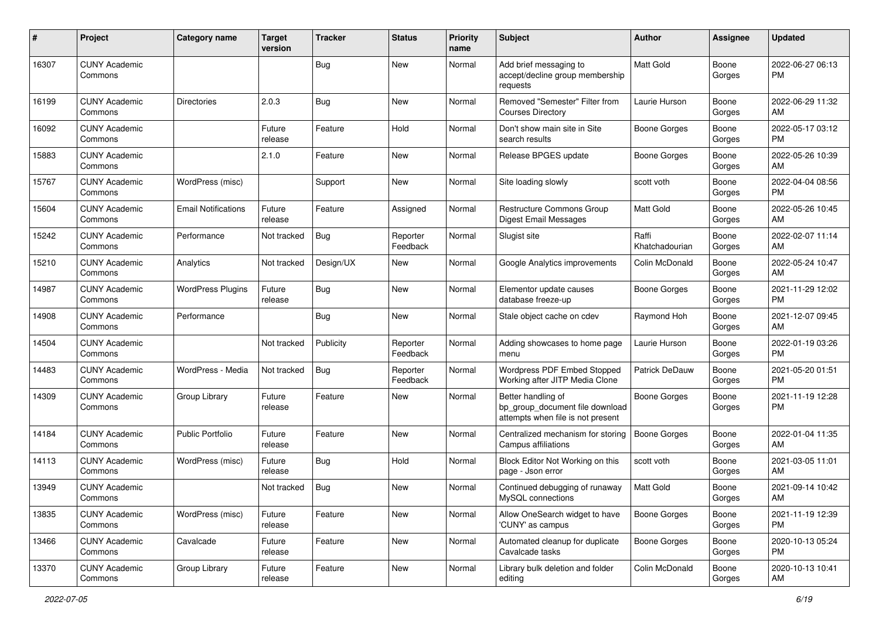| # | Project | Category name | Target version | Tracker | Status | Priority name | Subject | Author | Assignee | Updated |
|---|---|---|---|---|---|---|---|---|---|---|
| 16307 | CUNY Academic Commons | | | Bug | New | Normal | Add brief messaging to accept/decline group membership requests | Matt Gold | Boone Gorges | 2022-06-27 06:13 PM |
| 16199 | CUNY Academic Commons | Directories | 2.0.3 | Bug | New | Normal | Removed "Semester" Filter from Courses Directory | Laurie Hurson | Boone Gorges | 2022-06-29 11:32 AM |
| 16092 | CUNY Academic Commons | | Future release | Feature | Hold | Normal | Don't show main site in Site search results | Boone Gorges | Boone Gorges | 2022-05-17 03:12 PM |
| 15883 | CUNY Academic Commons | | 2.1.0 | Feature | New | Normal | Release BPGES update | Boone Gorges | Boone Gorges | 2022-05-26 10:39 AM |
| 15767 | CUNY Academic Commons | WordPress (misc) | | Support | New | Normal | Site loading slowly | scott voth | Boone Gorges | 2022-04-04 08:56 PM |
| 15604 | CUNY Academic Commons | Email Notifications | Future release | Feature | Assigned | Normal | Restructure Commons Group Digest Email Messages | Matt Gold | Boone Gorges | 2022-05-26 10:45 AM |
| 15242 | CUNY Academic Commons | Performance | Not tracked | Bug | Reporter Feedback | Normal | Slugist site | Raffi Khatchadourian | Boone Gorges | 2022-02-07 11:14 AM |
| 15210 | CUNY Academic Commons | Analytics | Not tracked | Design/UX | New | Normal | Google Analytics improvements | Colin McDonald | Boone Gorges | 2022-05-24 10:47 AM |
| 14987 | CUNY Academic Commons | WordPress Plugins | Future release | Bug | New | Normal | Elementor update causes database freeze-up | Boone Gorges | Boone Gorges | 2021-11-29 12:02 PM |
| 14908 | CUNY Academic Commons | Performance | | Bug | New | Normal | Stale object cache on cdev | Raymond Hoh | Boone Gorges | 2021-12-07 09:45 AM |
| 14504 | CUNY Academic Commons | | Not tracked | Publicity | Reporter Feedback | Normal | Adding showcases to home page menu | Laurie Hurson | Boone Gorges | 2022-01-19 03:26 PM |
| 14483 | CUNY Academic Commons | WordPress - Media | Not tracked | Bug | Reporter Feedback | Normal | Wordpress PDF Embed Stopped Working after JITP Media Clone | Patrick DeDauw | Boone Gorges | 2021-05-20 01:51 PM |
| 14309 | CUNY Academic Commons | Group Library | Future release | Feature | New | Normal | Better handling of bp_group_document file download attempts when file is not present | Boone Gorges | Boone Gorges | 2021-11-19 12:28 PM |
| 14184 | CUNY Academic Commons | Public Portfolio | Future release | Feature | New | Normal | Centralized mechanism for storing Campus affiliations | Boone Gorges | Boone Gorges | 2022-01-04 11:35 AM |
| 14113 | CUNY Academic Commons | WordPress (misc) | Future release | Bug | Hold | Normal | Block Editor Not Working on this page - Json error | scott voth | Boone Gorges | 2021-03-05 11:01 AM |
| 13949 | CUNY Academic Commons | | Not tracked | Bug | New | Normal | Continued debugging of runaway MySQL connections | Matt Gold | Boone Gorges | 2021-09-14 10:42 AM |
| 13835 | CUNY Academic Commons | WordPress (misc) | Future release | Feature | New | Normal | Allow OneSearch widget to have 'CUNY' as campus | Boone Gorges | Boone Gorges | 2021-11-19 12:39 PM |
| 13466 | CUNY Academic Commons | Cavalcade | Future release | Feature | New | Normal | Automated cleanup for duplicate Cavalcade tasks | Boone Gorges | Boone Gorges | 2020-10-13 05:24 PM |
| 13370 | CUNY Academic Commons | Group Library | Future release | Feature | New | Normal | Library bulk deletion and folder editing | Colin McDonald | Boone Gorges | 2020-10-13 10:41 AM |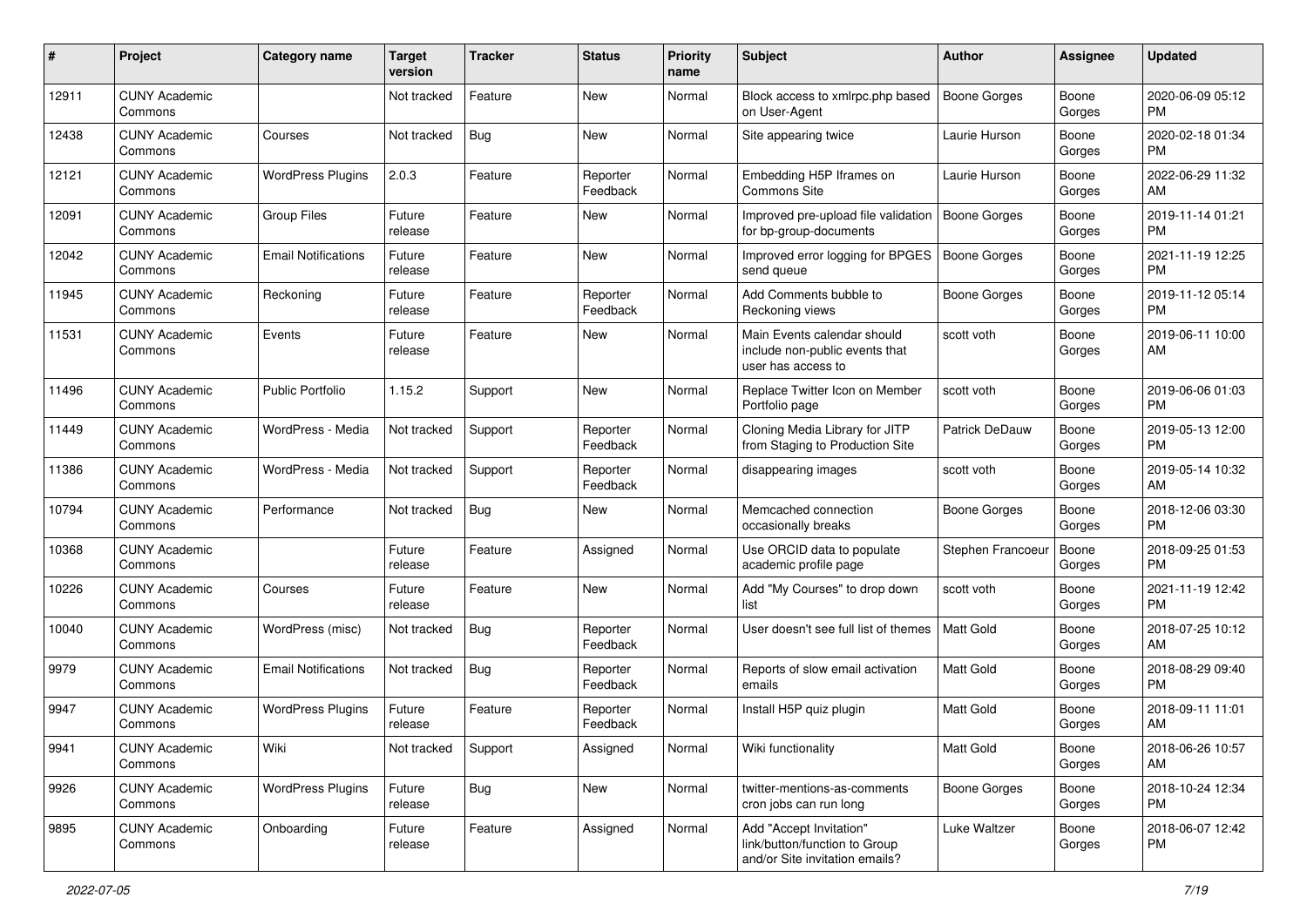| # | Project | Category name | Target version | Tracker | Status | Priority name | Subject | Author | Assignee | Updated |
|---|---|---|---|---|---|---|---|---|---|---|
| 12911 | CUNY Academic Commons | | Not tracked | Feature | New | Normal | Block access to xmlrpc.php based on User-Agent | Boone Gorges | Boone Gorges | 2020-06-09 05:12 PM |
| 12438 | CUNY Academic Commons | Courses | Not tracked | Bug | New | Normal | Site appearing twice | Laurie Hurson | Boone Gorges | 2020-02-18 01:34 PM |
| 12121 | CUNY Academic Commons | WordPress Plugins | 2.0.3 | Feature | Reporter Feedback | Normal | Embedding H5P Iframes on Commons Site | Laurie Hurson | Boone Gorges | 2022-06-29 11:32 AM |
| 12091 | CUNY Academic Commons | Group Files | Future release | Feature | New | Normal | Improved pre-upload file validation for bp-group-documents | Boone Gorges | Boone Gorges | 2019-11-14 01:21 PM |
| 12042 | CUNY Academic Commons | Email Notifications | Future release | Feature | New | Normal | Improved error logging for BPGES send queue | Boone Gorges | Boone Gorges | 2021-11-19 12:25 PM |
| 11945 | CUNY Academic Commons | Reckoning | Future release | Feature | Reporter Feedback | Normal | Add Comments bubble to Reckoning views | Boone Gorges | Boone Gorges | 2019-11-12 05:14 PM |
| 11531 | CUNY Academic Commons | Events | Future release | Feature | New | Normal | Main Events calendar should include non-public events that user has access to | scott voth | Boone Gorges | 2019-06-11 10:00 AM |
| 11496 | CUNY Academic Commons | Public Portfolio | 1.15.2 | Support | New | Normal | Replace Twitter Icon on Member Portfolio page | scott voth | Boone Gorges | 2019-06-06 01:03 PM |
| 11449 | CUNY Academic Commons | WordPress - Media | Not tracked | Support | Reporter Feedback | Normal | Cloning Media Library for JITP from Staging to Production Site | Patrick DeDauw | Boone Gorges | 2019-05-13 12:00 PM |
| 11386 | CUNY Academic Commons | WordPress - Media | Not tracked | Support | Reporter Feedback | Normal | disappearing images | scott voth | Boone Gorges | 2019-05-14 10:32 AM |
| 10794 | CUNY Academic Commons | Performance | Not tracked | Bug | New | Normal | Memcached connection occasionally breaks | Boone Gorges | Boone Gorges | 2018-12-06 03:30 PM |
| 10368 | CUNY Academic Commons | | Future release | Feature | Assigned | Normal | Use ORCID data to populate academic profile page | Stephen Francoeur | Boone Gorges | 2018-09-25 01:53 PM |
| 10226 | CUNY Academic Commons | Courses | Future release | Feature | New | Normal | Add "My Courses" to drop down list | scott voth | Boone Gorges | 2021-11-19 12:42 PM |
| 10040 | CUNY Academic Commons | WordPress (misc) | Not tracked | Bug | Reporter Feedback | Normal | User doesn't see full list of themes | Matt Gold | Boone Gorges | 2018-07-25 10:12 AM |
| 9979 | CUNY Academic Commons | Email Notifications | Not tracked | Bug | Reporter Feedback | Normal | Reports of slow email activation emails | Matt Gold | Boone Gorges | 2018-08-29 09:40 PM |
| 9947 | CUNY Academic Commons | WordPress Plugins | Future release | Feature | Reporter Feedback | Normal | Install H5P quiz plugin | Matt Gold | Boone Gorges | 2018-09-11 11:01 AM |
| 9941 | CUNY Academic Commons | Wiki | Not tracked | Support | Assigned | Normal | Wiki functionality | Matt Gold | Boone Gorges | 2018-06-26 10:57 AM |
| 9926 | CUNY Academic Commons | WordPress Plugins | Future release | Bug | New | Normal | twitter-mentions-as-comments cron jobs can run long | Boone Gorges | Boone Gorges | 2018-10-24 12:34 PM |
| 9895 | CUNY Academic Commons | Onboarding | Future release | Feature | Assigned | Normal | Add "Accept Invitation" link/button/function to Group and/or Site invitation emails? | Luke Waltzer | Boone Gorges | 2018-06-07 12:42 PM |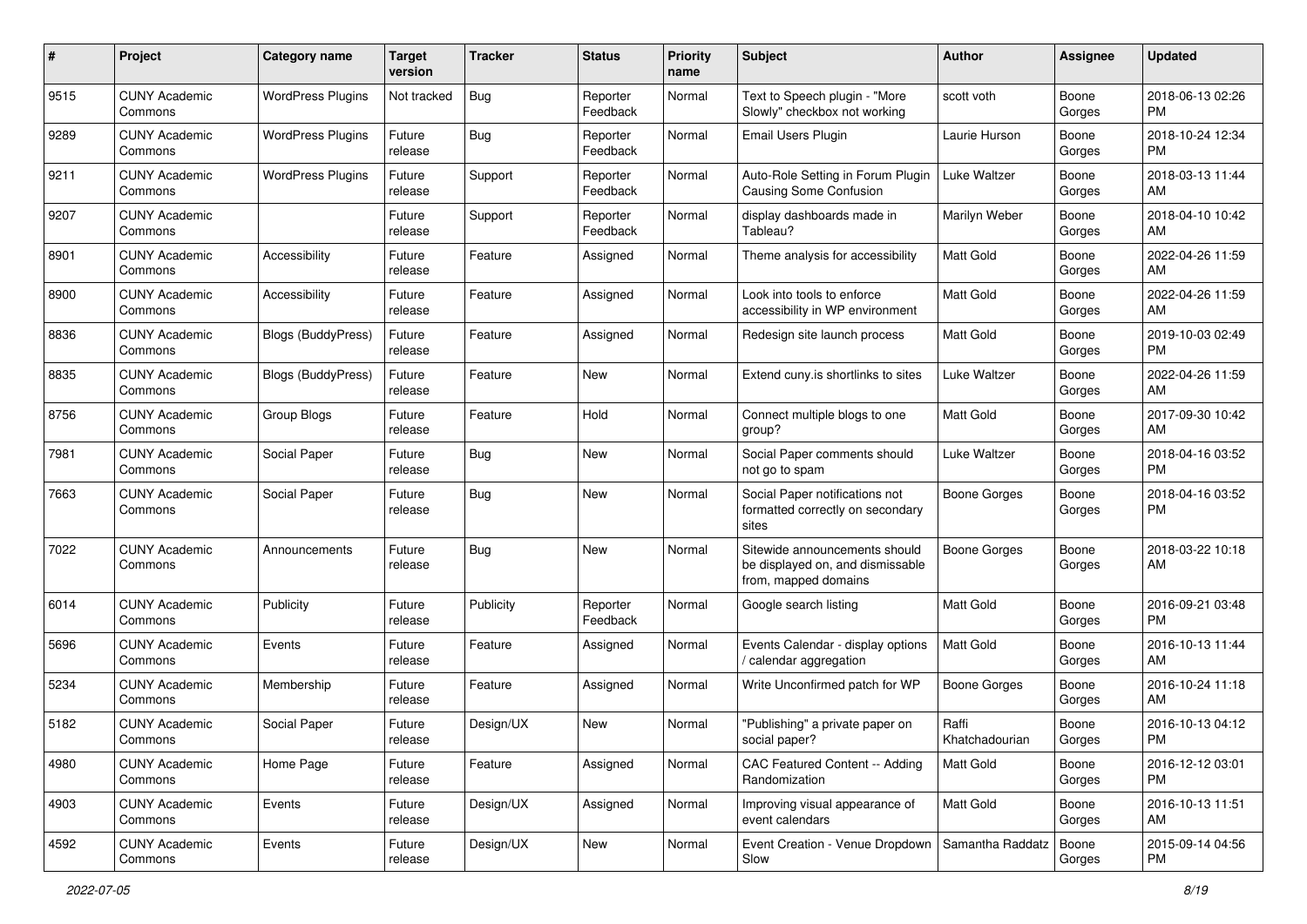| # | Project | Category name | Target version | Tracker | Status | Priority name | Subject | Author | Assignee | Updated |
|---|---|---|---|---|---|---|---|---|---|---|
| 9515 | CUNY Academic Commons | WordPress Plugins | Not tracked | Bug | Reporter Feedback | Normal | Text to Speech plugin - "More Slowly" checkbox not working | scott voth | Boone Gorges | 2018-06-13 02:26 PM |
| 9289 | CUNY Academic Commons | WordPress Plugins | Future release | Bug | Reporter Feedback | Normal | Email Users Plugin | Laurie Hurson | Boone Gorges | 2018-10-24 12:34 PM |
| 9211 | CUNY Academic Commons | WordPress Plugins | Future release | Support | Reporter Feedback | Normal | Auto-Role Setting in Forum Plugin Causing Some Confusion | Luke Waltzer | Boone Gorges | 2018-03-13 11:44 AM |
| 9207 | CUNY Academic Commons | | Future release | Support | Reporter Feedback | Normal | display dashboards made in Tableau? | Marilyn Weber | Boone Gorges | 2018-04-10 10:42 AM |
| 8901 | CUNY Academic Commons | Accessibility | Future release | Feature | Assigned | Normal | Theme analysis for accessibility | Matt Gold | Boone Gorges | 2022-04-26 11:59 AM |
| 8900 | CUNY Academic Commons | Accessibility | Future release | Feature | Assigned | Normal | Look into tools to enforce accessibility in WP environment | Matt Gold | Boone Gorges | 2022-04-26 11:59 AM |
| 8836 | CUNY Academic Commons | Blogs (BuddyPress) | Future release | Feature | Assigned | Normal | Redesign site launch process | Matt Gold | Boone Gorges | 2019-10-03 02:49 PM |
| 8835 | CUNY Academic Commons | Blogs (BuddyPress) | Future release | Feature | New | Normal | Extend cuny.is shortlinks to sites | Luke Waltzer | Boone Gorges | 2022-04-26 11:59 AM |
| 8756 | CUNY Academic Commons | Group Blogs | Future release | Feature | Hold | Normal | Connect multiple blogs to one group? | Matt Gold | Boone Gorges | 2017-09-30 10:42 AM |
| 7981 | CUNY Academic Commons | Social Paper | Future release | Bug | New | Normal | Social Paper comments should not go to spam | Luke Waltzer | Boone Gorges | 2018-04-16 03:52 PM |
| 7663 | CUNY Academic Commons | Social Paper | Future release | Bug | New | Normal | Social Paper notifications not formatted correctly on secondary sites | Boone Gorges | Boone Gorges | 2018-04-16 03:52 PM |
| 7022 | CUNY Academic Commons | Announcements | Future release | Bug | New | Normal | Sitewide announcements should be displayed on, and dismissable from, mapped domains | Boone Gorges | Boone Gorges | 2018-03-22 10:18 AM |
| 6014 | CUNY Academic Commons | Publicity | Future release | Publicity | Reporter Feedback | Normal | Google search listing | Matt Gold | Boone Gorges | 2016-09-21 03:48 PM |
| 5696 | CUNY Academic Commons | Events | Future release | Feature | Assigned | Normal | Events Calendar - display options / calendar aggregation | Matt Gold | Boone Gorges | 2016-10-13 11:44 AM |
| 5234 | CUNY Academic Commons | Membership | Future release | Feature | Assigned | Normal | Write Unconfirmed patch for WP | Boone Gorges | Boone Gorges | 2016-10-24 11:18 AM |
| 5182 | CUNY Academic Commons | Social Paper | Future release | Design/UX | New | Normal | "Publishing" a private paper on social paper? | Raffi Khatchadourian | Boone Gorges | 2016-10-13 04:12 PM |
| 4980 | CUNY Academic Commons | Home Page | Future release | Feature | Assigned | Normal | CAC Featured Content -- Adding Randomization | Matt Gold | Boone Gorges | 2016-12-12 03:01 PM |
| 4903 | CUNY Academic Commons | Events | Future release | Design/UX | Assigned | Normal | Improving visual appearance of event calendars | Matt Gold | Boone Gorges | 2016-10-13 11:51 AM |
| 4592 | CUNY Academic Commons | Events | Future release | Design/UX | New | Normal | Event Creation - Venue Dropdown Slow | Samantha Raddatz | Boone Gorges | 2015-09-14 04:56 PM |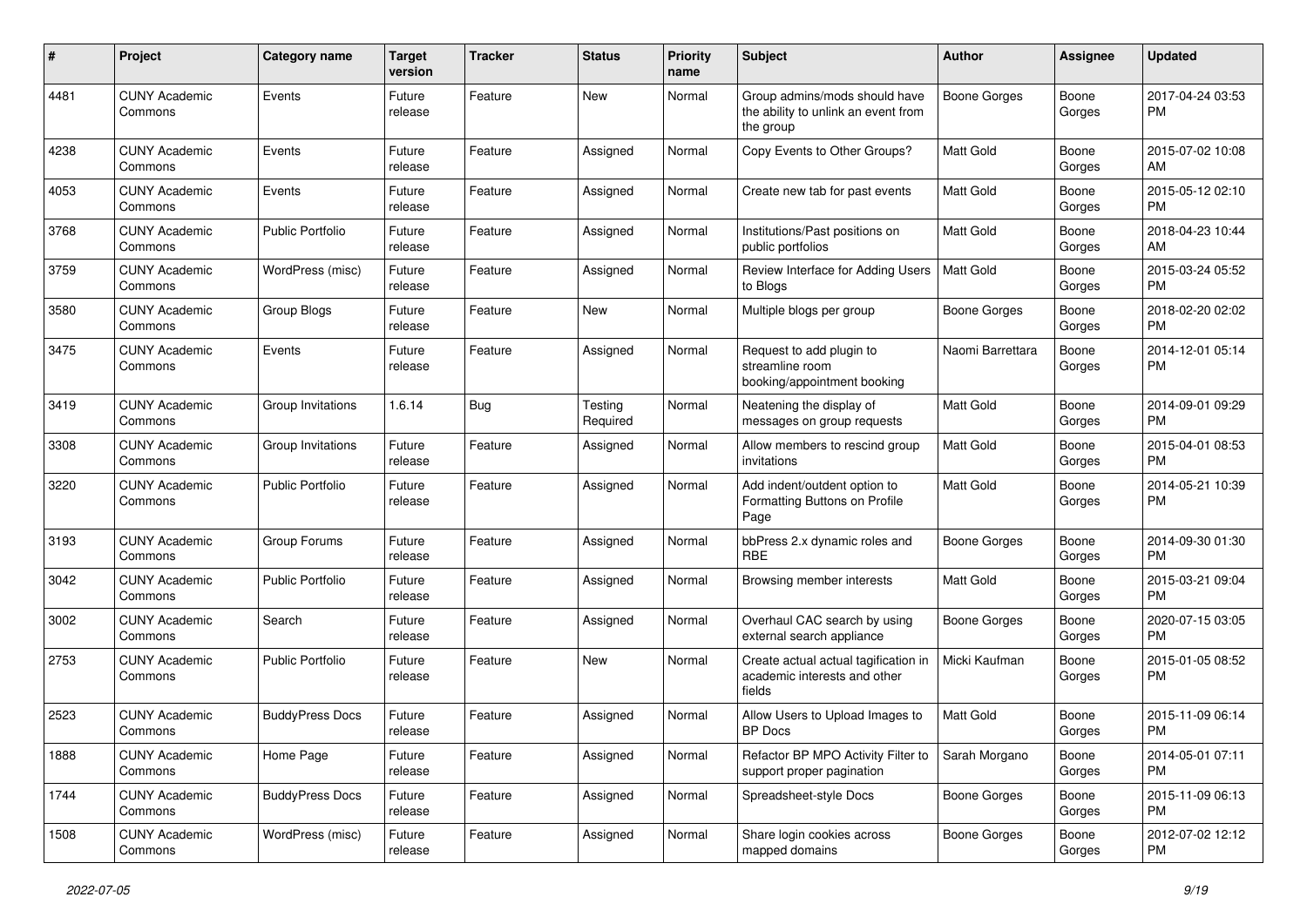| # | Project | Category name | Target version | Tracker | Status | Priority name | Subject | Author | Assignee | Updated |
|---|---|---|---|---|---|---|---|---|---|---|
| 4481 | CUNY Academic Commons | Events | Future release | Feature | New | Normal | Group admins/mods should have the ability to unlink an event from the group | Boone Gorges | Boone Gorges | 2017-04-24 03:53 PM |
| 4238 | CUNY Academic Commons | Events | Future release | Feature | Assigned | Normal | Copy Events to Other Groups? | Matt Gold | Boone Gorges | 2015-07-02 10:08 AM |
| 4053 | CUNY Academic Commons | Events | Future release | Feature | Assigned | Normal | Create new tab for past events | Matt Gold | Boone Gorges | 2015-05-12 02:10 PM |
| 3768 | CUNY Academic Commons | Public Portfolio | Future release | Feature | Assigned | Normal | Institutions/Past positions on public portfolios | Matt Gold | Boone Gorges | 2018-04-23 10:44 AM |
| 3759 | CUNY Academic Commons | WordPress (misc) | Future release | Feature | Assigned | Normal | Review Interface for Adding Users to Blogs | Matt Gold | Boone Gorges | 2015-03-24 05:52 PM |
| 3580 | CUNY Academic Commons | Group Blogs | Future release | Feature | New | Normal | Multiple blogs per group | Boone Gorges | Boone Gorges | 2018-02-20 02:02 PM |
| 3475 | CUNY Academic Commons | Events | Future release | Feature | Assigned | Normal | Request to add plugin to streamline room booking/appointment booking | Naomi Barrettara | Boone Gorges | 2014-12-01 05:14 PM |
| 3419 | CUNY Academic Commons | Group Invitations | 1.6.14 | Bug | Testing Required | Normal | Neatening the display of messages on group requests | Matt Gold | Boone Gorges | 2014-09-01 09:29 PM |
| 3308 | CUNY Academic Commons | Group Invitations | Future release | Feature | Assigned | Normal | Allow members to rescind group invitations | Matt Gold | Boone Gorges | 2015-04-01 08:53 PM |
| 3220 | CUNY Academic Commons | Public Portfolio | Future release | Feature | Assigned | Normal | Add indent/outdent option to Formatting Buttons on Profile Page | Matt Gold | Boone Gorges | 2014-05-21 10:39 PM |
| 3193 | CUNY Academic Commons | Group Forums | Future release | Feature | Assigned | Normal | bbPress 2.x dynamic roles and RBE | Boone Gorges | Boone Gorges | 2014-09-30 01:30 PM |
| 3042 | CUNY Academic Commons | Public Portfolio | Future release | Feature | Assigned | Normal | Browsing member interests | Matt Gold | Boone Gorges | 2015-03-21 09:04 PM |
| 3002 | CUNY Academic Commons | Search | Future release | Feature | Assigned | Normal | Overhaul CAC search by using external search appliance | Boone Gorges | Boone Gorges | 2020-07-15 03:05 PM |
| 2753 | CUNY Academic Commons | Public Portfolio | Future release | Feature | New | Normal | Create actual actual tagification in academic interests and other fields | Micki Kaufman | Boone Gorges | 2015-01-05 08:52 PM |
| 2523 | CUNY Academic Commons | BuddyPress Docs | Future release | Feature | Assigned | Normal | Allow Users to Upload Images to BP Docs | Matt Gold | Boone Gorges | 2015-11-09 06:14 PM |
| 1888 | CUNY Academic Commons | Home Page | Future release | Feature | Assigned | Normal | Refactor BP MPO Activity Filter to support proper pagination | Sarah Morgano | Boone Gorges | 2014-05-01 07:11 PM |
| 1744 | CUNY Academic Commons | BuddyPress Docs | Future release | Feature | Assigned | Normal | Spreadsheet-style Docs | Boone Gorges | Boone Gorges | 2015-11-09 06:13 PM |
| 1508 | CUNY Academic Commons | WordPress (misc) | Future release | Feature | Assigned | Normal | Share login cookies across mapped domains | Boone Gorges | Boone Gorges | 2012-07-02 12:12 PM |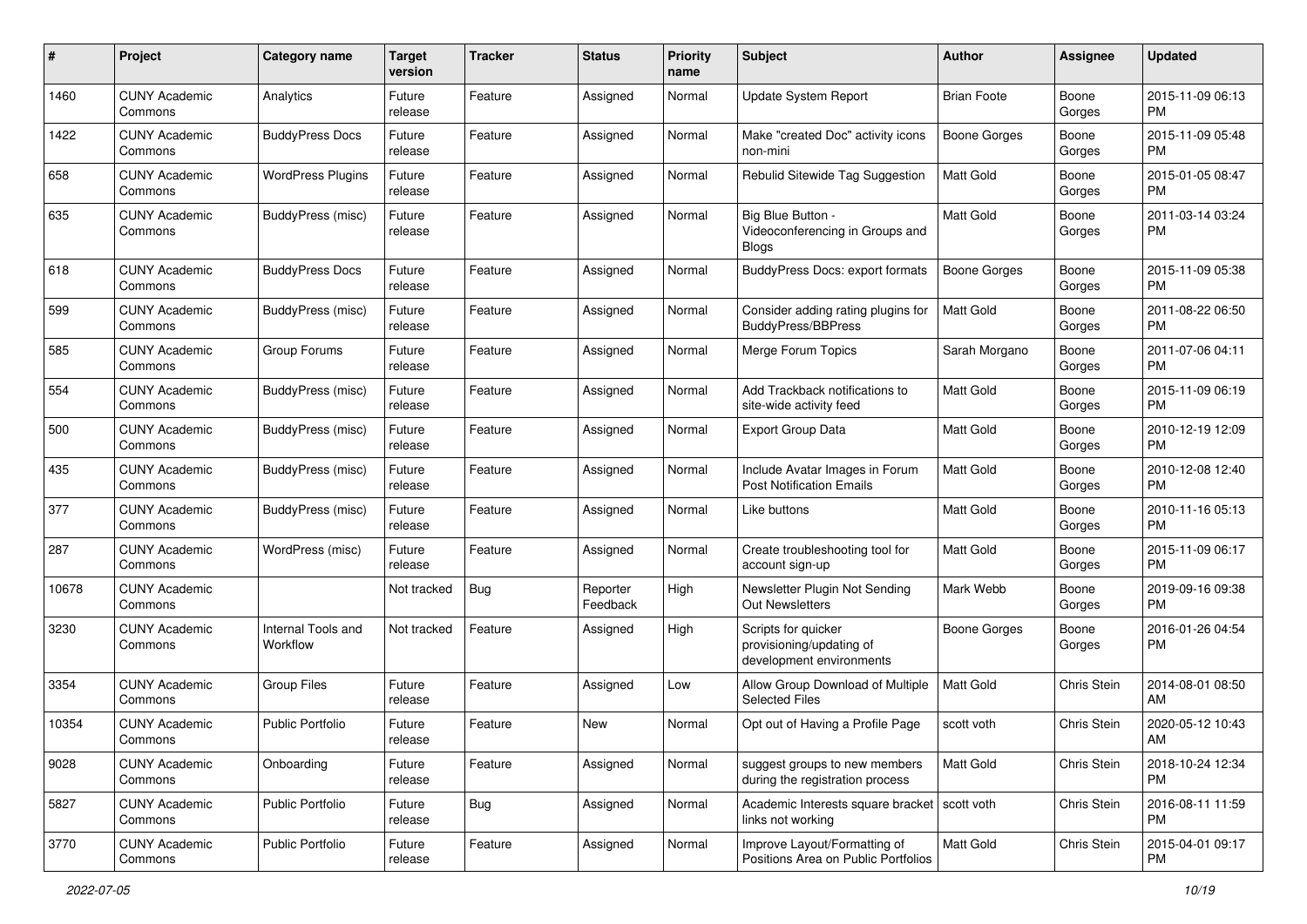| # | Project | Category name | Target version | Tracker | Status | Priority name | Subject | Author | Assignee | Updated |
|---|---|---|---|---|---|---|---|---|---|---|
| 1460 | CUNY Academic Commons | Analytics | Future release | Feature | Assigned | Normal | Update System Report | Brian Foote | Boone Gorges | 2015-11-09 06:13 PM |
| 1422 | CUNY Academic Commons | BuddyPress Docs | Future release | Feature | Assigned | Normal | Make "created Doc" activity icons non-mini | Boone Gorges | Boone Gorges | 2015-11-09 05:48 PM |
| 658 | CUNY Academic Commons | WordPress Plugins | Future release | Feature | Assigned | Normal | Rebulid Sitewide Tag Suggestion | Matt Gold | Boone Gorges | 2015-01-05 08:47 PM |
| 635 | CUNY Academic Commons | BuddyPress (misc) | Future release | Feature | Assigned | Normal | Big Blue Button - Videoconferencing in Groups and Blogs | Matt Gold | Boone Gorges | 2011-03-14 03:24 PM |
| 618 | CUNY Academic Commons | BuddyPress Docs | Future release | Feature | Assigned | Normal | BuddyPress Docs: export formats | Boone Gorges | Boone Gorges | 2015-11-09 05:38 PM |
| 599 | CUNY Academic Commons | BuddyPress (misc) | Future release | Feature | Assigned | Normal | Consider adding rating plugins for BuddyPress/BBPress | Matt Gold | Boone Gorges | 2011-08-22 06:50 PM |
| 585 | CUNY Academic Commons | Group Forums | Future release | Feature | Assigned | Normal | Merge Forum Topics | Sarah Morgano | Boone Gorges | 2011-07-06 04:11 PM |
| 554 | CUNY Academic Commons | BuddyPress (misc) | Future release | Feature | Assigned | Normal | Add Trackback notifications to site-wide activity feed | Matt Gold | Boone Gorges | 2015-11-09 06:19 PM |
| 500 | CUNY Academic Commons | BuddyPress (misc) | Future release | Feature | Assigned | Normal | Export Group Data | Matt Gold | Boone Gorges | 2010-12-19 12:09 PM |
| 435 | CUNY Academic Commons | BuddyPress (misc) | Future release | Feature | Assigned | Normal | Include Avatar Images in Forum Post Notification Emails | Matt Gold | Boone Gorges | 2010-12-08 12:40 PM |
| 377 | CUNY Academic Commons | BuddyPress (misc) | Future release | Feature | Assigned | Normal | Like buttons | Matt Gold | Boone Gorges | 2010-11-16 05:13 PM |
| 287 | CUNY Academic Commons | WordPress (misc) | Future release | Feature | Assigned | Normal | Create troubleshooting tool for account sign-up | Matt Gold | Boone Gorges | 2015-11-09 06:17 PM |
| 10678 | CUNY Academic Commons | | Not tracked | Bug | Reporter Feedback | High | Newsletter Plugin Not Sending Out Newsletters | Mark Webb | Boone Gorges | 2019-09-16 09:38 PM |
| 3230 | CUNY Academic Commons | Internal Tools and Workflow | Not tracked | Feature | Assigned | High | Scripts for quicker provisioning/updating of development environments | Boone Gorges | Boone Gorges | 2016-01-26 04:54 PM |
| 3354 | CUNY Academic Commons | Group Files | Future release | Feature | Assigned | Low | Allow Group Download of Multiple Selected Files | Matt Gold | Chris Stein | 2014-08-01 08:50 AM |
| 10354 | CUNY Academic Commons | Public Portfolio | Future release | Feature | New | Normal | Opt out of Having a Profile Page | scott voth | Chris Stein | 2020-05-12 10:43 AM |
| 9028 | CUNY Academic Commons | Onboarding | Future release | Feature | Assigned | Normal | suggest groups to new members during the registration process | Matt Gold | Chris Stein | 2018-10-24 12:34 PM |
| 5827 | CUNY Academic Commons | Public Portfolio | Future release | Bug | Assigned | Normal | Academic Interests square bracket links not working | scott voth | Chris Stein | 2016-08-11 11:59 PM |
| 3770 | CUNY Academic Commons | Public Portfolio | Future release | Feature | Assigned | Normal | Improve Layout/Formatting of Positions Area on Public Portfolios | Matt Gold | Chris Stein | 2015-04-01 09:17 PM |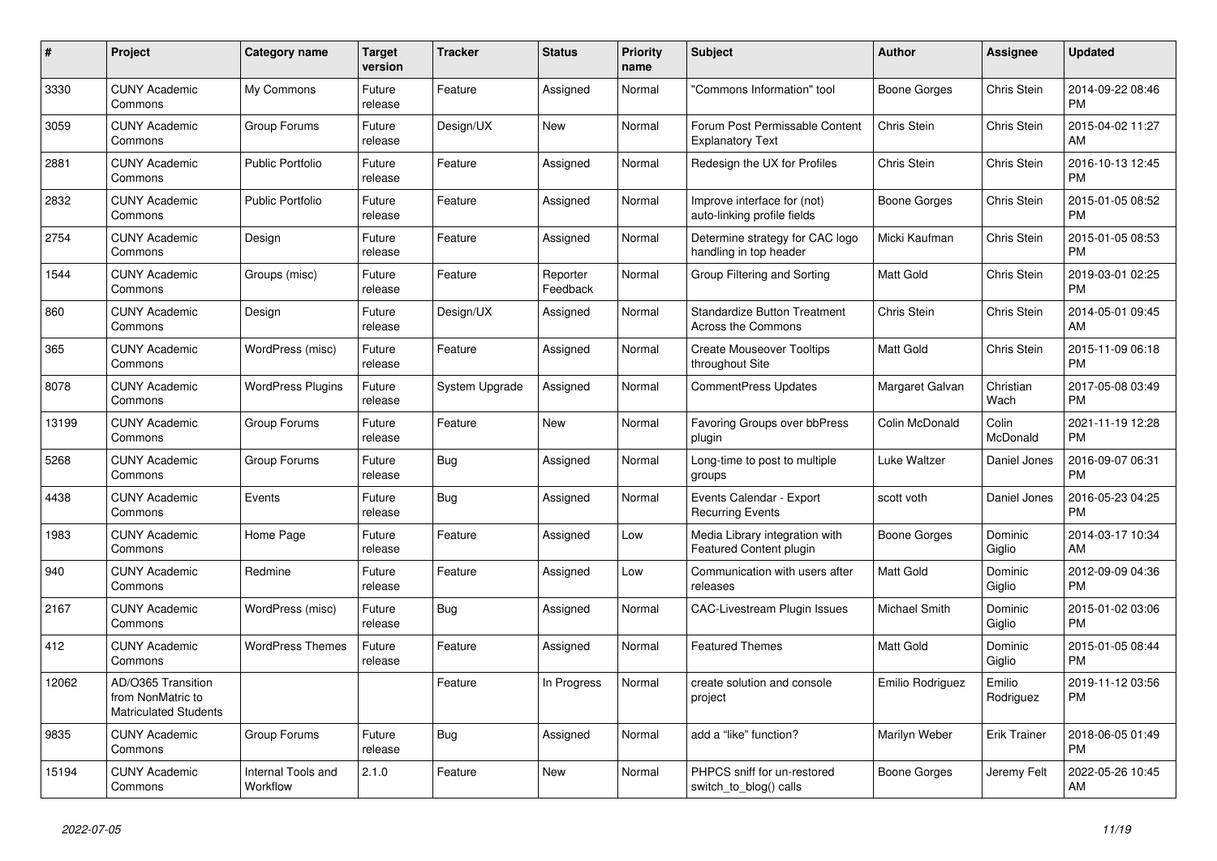| # | Project | Category name | Target version | Tracker | Status | Priority name | Subject | Author | Assignee | Updated |
|---|---|---|---|---|---|---|---|---|---|---|
| 3330 | CUNY Academic Commons | My Commons | Future release | Feature | Assigned | Normal | "Commons Information" tool | Boone Gorges | Chris Stein | 2014-09-22 08:46 PM |
| 3059 | CUNY Academic Commons | Group Forums | Future release | Design/UX | New | Normal | Forum Post Permissable Content Explanatory Text | Chris Stein | Chris Stein | 2015-04-02 11:27 AM |
| 2881 | CUNY Academic Commons | Public Portfolio | Future release | Feature | Assigned | Normal | Redesign the UX for Profiles | Chris Stein | Chris Stein | 2016-10-13 12:45 PM |
| 2832 | CUNY Academic Commons | Public Portfolio | Future release | Feature | Assigned | Normal | Improve interface for (not) auto-linking profile fields | Boone Gorges | Chris Stein | 2015-01-05 08:52 PM |
| 2754 | CUNY Academic Commons | Design | Future release | Feature | Assigned | Normal | Determine strategy for CAC logo handling in top header | Micki Kaufman | Chris Stein | 2015-01-05 08:53 PM |
| 1544 | CUNY Academic Commons | Groups (misc) | Future release | Feature | Reporter Feedback | Normal | Group Filtering and Sorting | Matt Gold | Chris Stein | 2019-03-01 02:25 PM |
| 860 | CUNY Academic Commons | Design | Future release | Design/UX | Assigned | Normal | Standardize Button Treatment Across the Commons | Chris Stein | Chris Stein | 2014-05-01 09:45 AM |
| 365 | CUNY Academic Commons | WordPress (misc) | Future release | Feature | Assigned | Normal | Create Mouseover Tooltips throughout Site | Matt Gold | Chris Stein | 2015-11-09 06:18 PM |
| 8078 | CUNY Academic Commons | WordPress Plugins | Future release | System Upgrade | Assigned | Normal | CommentPress Updates | Margaret Galvan | Christian Wach | 2017-05-08 03:49 PM |
| 13199 | CUNY Academic Commons | Group Forums | Future release | Feature | New | Normal | Favoring Groups over bbPress plugin | Colin McDonald | Colin McDonald | 2021-11-19 12:28 PM |
| 5268 | CUNY Academic Commons | Group Forums | Future release | Bug | Assigned | Normal | Long-time to post to multiple groups | Luke Waltzer | Daniel Jones | 2016-09-07 06:31 PM |
| 4438 | CUNY Academic Commons | Events | Future release | Bug | Assigned | Normal | Events Calendar - Export Recurring Events | scott voth | Daniel Jones | 2016-05-23 04:25 PM |
| 1983 | CUNY Academic Commons | Home Page | Future release | Feature | Assigned | Low | Media Library integration with Featured Content plugin | Boone Gorges | Dominic Giglio | 2014-03-17 10:34 AM |
| 940 | CUNY Academic Commons | Redmine | Future release | Feature | Assigned | Low | Communication with users after releases | Matt Gold | Dominic Giglio | 2012-09-09 04:36 PM |
| 2167 | CUNY Academic Commons | WordPress (misc) | Future release | Bug | Assigned | Normal | CAC-Livestream Plugin Issues | Michael Smith | Dominic Giglio | 2015-01-02 03:06 PM |
| 412 | CUNY Academic Commons | WordPress Themes | Future release | Feature | Assigned | Normal | Featured Themes | Matt Gold | Dominic Giglio | 2015-01-05 08:44 PM |
| 12062 | AD/O365 Transition from NonMatric to Matriculated Students | | | Feature | In Progress | Normal | create solution and console project | Emilio Rodriguez | Emilio Rodriguez | 2019-11-12 03:56 PM |
| 9835 | CUNY Academic Commons | Group Forums | Future release | Bug | Assigned | Normal | add a "like" function? | Marilyn Weber | Erik Trainer | 2018-06-05 01:49 PM |
| 15194 | CUNY Academic Commons | Internal Tools and Workflow | 2.1.0 | Feature | New | Normal | PHPCS sniff for un-restored switch_to_blog() calls | Boone Gorges | Jeremy Felt | 2022-05-26 10:45 AM |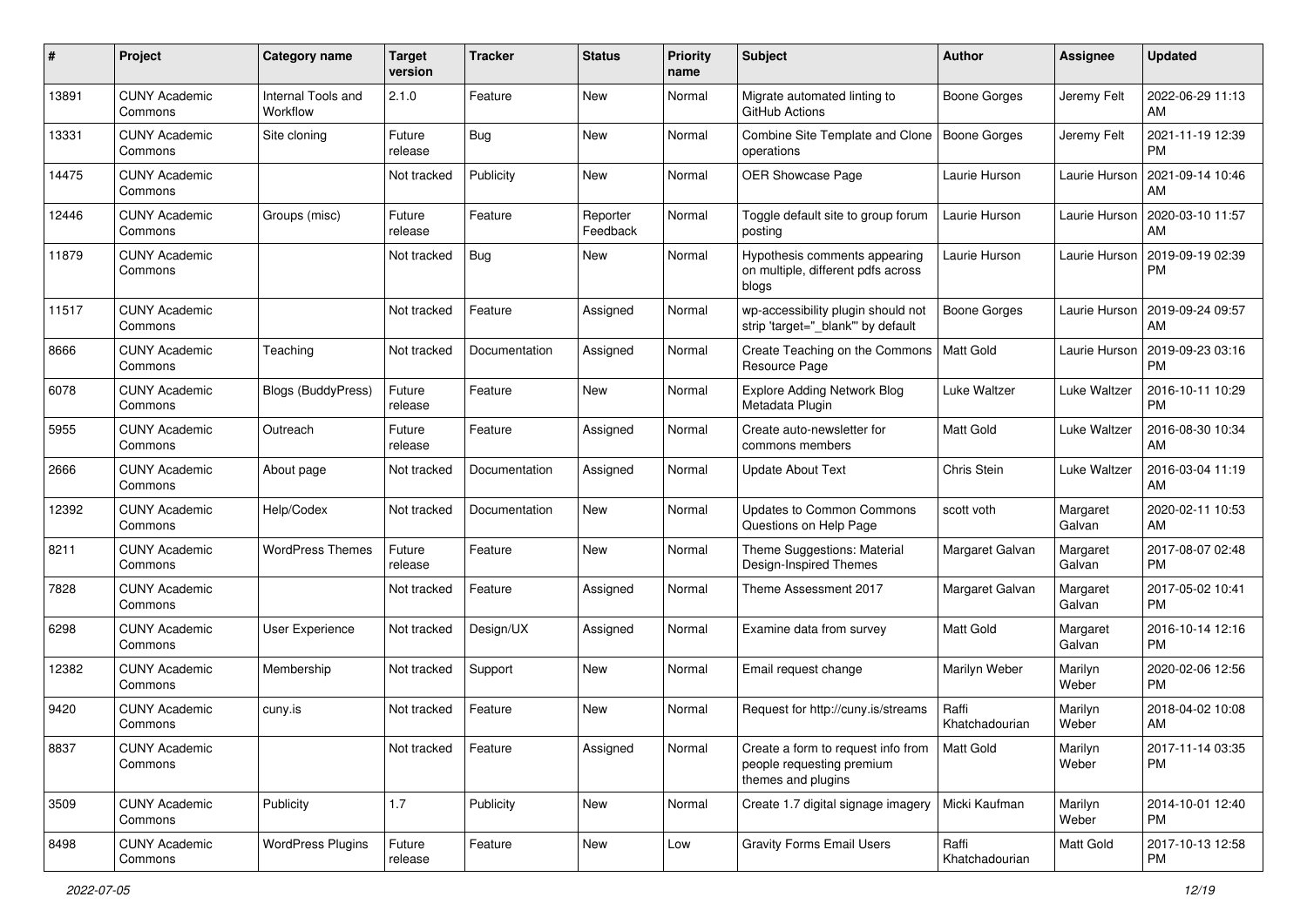| # | Project | Category name | Target version | Tracker | Status | Priority name | Subject | Author | Assignee | Updated |
|---|---|---|---|---|---|---|---|---|---|---|
| 13891 | CUNY Academic Commons | Internal Tools and Workflow | 2.1.0 | Feature | New | Normal | Migrate automated linting to GitHub Actions | Boone Gorges | Jeremy Felt | 2022-06-29 11:13 AM |
| 13331 | CUNY Academic Commons | Site cloning | Future release | Bug | New | Normal | Combine Site Template and Clone operations | Boone Gorges | Jeremy Felt | 2021-11-19 12:39 PM |
| 14475 | CUNY Academic Commons | | Not tracked | Publicity | New | Normal | OER Showcase Page | Laurie Hurson | Laurie Hurson | 2021-09-14 10:46 AM |
| 12446 | CUNY Academic Commons | Groups (misc) | Future release | Feature | Reporter Feedback | Normal | Toggle default site to group forum posting | Laurie Hurson | Laurie Hurson | 2020-03-10 11:57 AM |
| 11879 | CUNY Academic Commons | | Not tracked | Bug | New | Normal | Hypothesis comments appearing on multiple, different pdfs across blogs | Laurie Hurson | Laurie Hurson | 2019-09-19 02:39 PM |
| 11517 | CUNY Academic Commons | | Not tracked | Feature | Assigned | Normal | wp-accessibility plugin should not strip 'target="_blank"' by default | Boone Gorges | Laurie Hurson | 2019-09-24 09:57 AM |
| 8666 | CUNY Academic Commons | Teaching | Not tracked | Documentation | Assigned | Normal | Create Teaching on the Commons Resource Page | Matt Gold | Laurie Hurson | 2019-09-23 03:16 PM |
| 6078 | CUNY Academic Commons | Blogs (BuddyPress) | Future release | Feature | New | Normal | Explore Adding Network Blog Metadata Plugin | Luke Waltzer | Luke Waltzer | 2016-10-11 10:29 PM |
| 5955 | CUNY Academic Commons | Outreach | Future release | Feature | Assigned | Normal | Create auto-newsletter for commons members | Matt Gold | Luke Waltzer | 2016-08-30 10:34 AM |
| 2666 | CUNY Academic Commons | About page | Not tracked | Documentation | Assigned | Normal | Update About Text | Chris Stein | Luke Waltzer | 2016-03-04 11:19 AM |
| 12392 | CUNY Academic Commons | Help/Codex | Not tracked | Documentation | New | Normal | Updates to Common Commons Questions on Help Page | scott voth | Margaret Galvan | 2020-02-11 10:53 AM |
| 8211 | CUNY Academic Commons | WordPress Themes | Future release | Feature | New | Normal | Theme Suggestions: Material Design-Inspired Themes | Margaret Galvan | Margaret Galvan | 2017-08-07 02:48 PM |
| 7828 | CUNY Academic Commons | | Not tracked | Feature | Assigned | Normal | Theme Assessment 2017 | Margaret Galvan | Margaret Galvan | 2017-05-02 10:41 PM |
| 6298 | CUNY Academic Commons | User Experience | Not tracked | Design/UX | Assigned | Normal | Examine data from survey | Matt Gold | Margaret Galvan | 2016-10-14 12:16 PM |
| 12382 | CUNY Academic Commons | Membership | Not tracked | Support | New | Normal | Email request change | Marilyn Weber | Marilyn Weber | 2020-02-06 12:56 PM |
| 9420 | CUNY Academic Commons | cuny.is | Not tracked | Feature | New | Normal | Request for http://cuny.is/streams | Raffi Khatchadourian | Marilyn Weber | 2018-04-02 10:08 AM |
| 8837 | CUNY Academic Commons | | Not tracked | Feature | Assigned | Normal | Create a form to request info from people requesting premium themes and plugins | Matt Gold | Marilyn Weber | 2017-11-14 03:35 PM |
| 3509 | CUNY Academic Commons | Publicity | 1.7 | Publicity | New | Normal | Create 1.7 digital signage imagery | Micki Kaufman | Marilyn Weber | 2014-10-01 12:40 PM |
| 8498 | CUNY Academic Commons | WordPress Plugins | Future release | Feature | New | Low | Gravity Forms Email Users | Raffi Khatchadourian | Matt Gold | 2017-10-13 12:58 PM |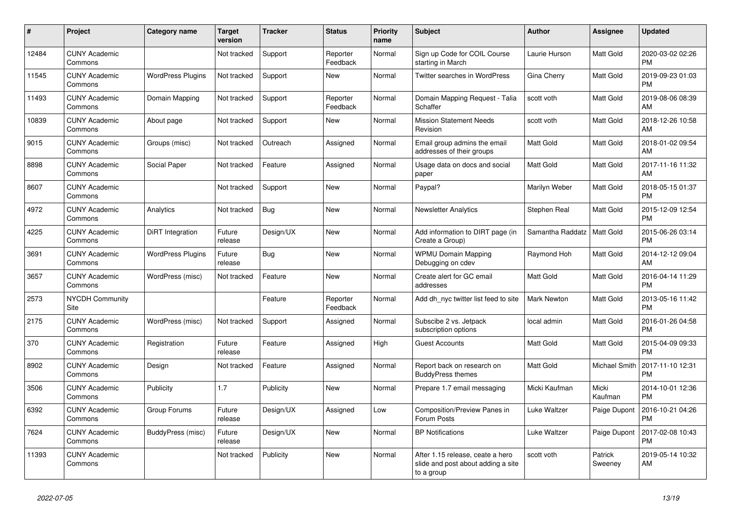| # | Project | Category name | Target version | Tracker | Status | Priority name | Subject | Author | Assignee | Updated |
|---|---|---|---|---|---|---|---|---|---|---|
| 12484 | CUNY Academic Commons | | Not tracked | Support | Reporter Feedback | Normal | Sign up Code for COIL Course starting in March | Laurie Hurson | Matt Gold | 2020-03-02 02:26 PM |
| 11545 | CUNY Academic Commons | WordPress Plugins | Not tracked | Support | New | Normal | Twitter searches in WordPress | Gina Cherry | Matt Gold | 2019-09-23 01:03 PM |
| 11493 | CUNY Academic Commons | Domain Mapping | Not tracked | Support | Reporter Feedback | Normal | Domain Mapping Request - Talia Schaffer | scott voth | Matt Gold | 2019-08-06 08:39 AM |
| 10839 | CUNY Academic Commons | About page | Not tracked | Support | New | Normal | Mission Statement Needs Revision | scott voth | Matt Gold | 2018-12-26 10:58 AM |
| 9015 | CUNY Academic Commons | Groups (misc) | Not tracked | Outreach | Assigned | Normal | Email group admins the email addresses of their groups | Matt Gold | Matt Gold | 2018-01-02 09:54 AM |
| 8898 | CUNY Academic Commons | Social Paper | Not tracked | Feature | Assigned | Normal | Usage data on docs and social paper | Matt Gold | Matt Gold | 2017-11-16 11:32 AM |
| 8607 | CUNY Academic Commons | | Not tracked | Support | New | Normal | Paypal? | Marilyn Weber | Matt Gold | 2018-05-15 01:37 PM |
| 4972 | CUNY Academic Commons | Analytics | Not tracked | Bug | New | Normal | Newsletter Analytics | Stephen Real | Matt Gold | 2015-12-09 12:54 PM |
| 4225 | CUNY Academic Commons | DiRT Integration | Future release | Design/UX | New | Normal | Add information to DIRT page (in Create a Group) | Samantha Raddatz | Matt Gold | 2015-06-26 03:14 PM |
| 3691 | CUNY Academic Commons | WordPress Plugins | Future release | Bug | New | Normal | WPMU Domain Mapping Debugging on cdev | Raymond Hoh | Matt Gold | 2014-12-12 09:04 AM |
| 3657 | CUNY Academic Commons | WordPress (misc) | Not tracked | Feature | New | Normal | Create alert for GC email addresses | Matt Gold | Matt Gold | 2016-04-14 11:29 PM |
| 2573 | NYCDH Community Site | | | Feature | Reporter Feedback | Normal | Add dh_nyc twitter list feed to site | Mark Newton | Matt Gold | 2013-05-16 11:42 PM |
| 2175 | CUNY Academic Commons | WordPress (misc) | Not tracked | Support | Assigned | Normal | Subscibe 2 vs. Jetpack subscription options | local admin | Matt Gold | 2016-01-26 04:58 PM |
| 370 | CUNY Academic Commons | Registration | Future release | Feature | Assigned | High | Guest Accounts | Matt Gold | Matt Gold | 2015-04-09 09:33 PM |
| 8902 | CUNY Academic Commons | Design | Not tracked | Feature | Assigned | Normal | Report back on research on BuddyPress themes | Matt Gold | Michael Smith | 2017-11-10 12:31 PM |
| 3506 | CUNY Academic Commons | Publicity | 1.7 | Publicity | New | Normal | Prepare 1.7 email messaging | Micki Kaufman | Micki Kaufman | 2014-10-01 12:36 PM |
| 6392 | CUNY Academic Commons | Group Forums | Future release | Design/UX | Assigned | Low | Composition/Preview Panes in Forum Posts | Luke Waltzer | Paige Dupont | 2016-10-21 04:26 PM |
| 7624 | CUNY Academic Commons | BuddyPress (misc) | Future release | Design/UX | New | Normal | BP Notifications | Luke Waltzer | Paige Dupont | 2017-02-08 10:43 PM |
| 11393 | CUNY Academic Commons | | Not tracked | Publicity | New | Normal | After 1.15 release, ceate a hero slide and post about adding a site to a group | scott voth | Patrick Sweeney | 2019-05-14 10:32 AM |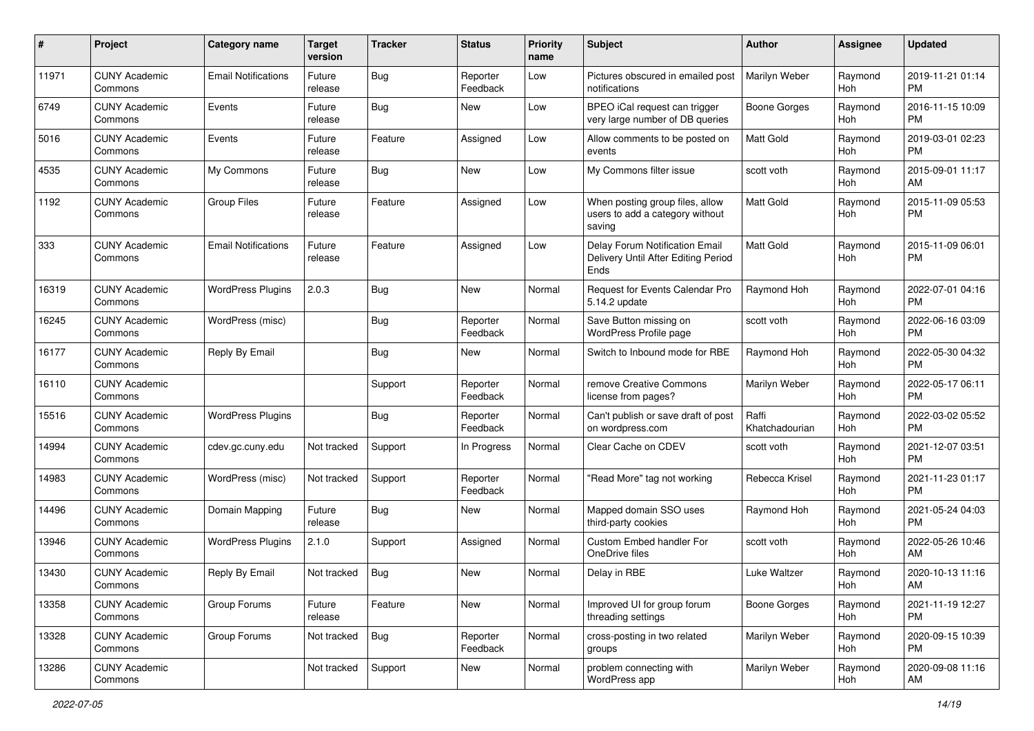| # | Project | Category name | Target version | Tracker | Status | Priority name | Subject | Author | Assignee | Updated |
|---|---|---|---|---|---|---|---|---|---|---|
| 11971 | CUNY Academic Commons | Email Notifications | Future release | Bug | Reporter Feedback | Low | Pictures obscured in emailed post notifications | Marilyn Weber | Raymond Hoh | 2019-11-21 01:14 PM |
| 6749 | CUNY Academic Commons | Events | Future release | Bug | New | Low | BPEO iCal request can trigger very large number of DB queries | Boone Gorges | Raymond Hoh | 2016-11-15 10:09 PM |
| 5016 | CUNY Academic Commons | Events | Future release | Feature | Assigned | Low | Allow comments to be posted on events | Matt Gold | Raymond Hoh | 2019-03-01 02:23 PM |
| 4535 | CUNY Academic Commons | My Commons | Future release | Bug | New | Low | My Commons filter issue | scott voth | Raymond Hoh | 2015-09-01 11:17 AM |
| 1192 | CUNY Academic Commons | Group Files | Future release | Feature | Assigned | Low | When posting group files, allow users to add a category without saving | Matt Gold | Raymond Hoh | 2015-11-09 05:53 PM |
| 333 | CUNY Academic Commons | Email Notifications | Future release | Feature | Assigned | Low | Delay Forum Notification Email Delivery Until After Editing Period Ends | Matt Gold | Raymond Hoh | 2015-11-09 06:01 PM |
| 16319 | CUNY Academic Commons | WordPress Plugins | 2.0.3 | Bug | New | Normal | Request for Events Calendar Pro 5.14.2 update | Raymond Hoh | Raymond Hoh | 2022-07-01 04:16 PM |
| 16245 | CUNY Academic Commons | WordPress (misc) | | Bug | Reporter Feedback | Normal | Save Button missing on WordPress Profile page | scott voth | Raymond Hoh | 2022-06-16 03:09 PM |
| 16177 | CUNY Academic Commons | Reply By Email | | Bug | New | Normal | Switch to Inbound mode for RBE | Raymond Hoh | Raymond Hoh | 2022-05-30 04:32 PM |
| 16110 | CUNY Academic Commons | | | Support | Reporter Feedback | Normal | remove Creative Commons license from pages? | Marilyn Weber | Raymond Hoh | 2022-05-17 06:11 PM |
| 15516 | CUNY Academic Commons | WordPress Plugins | | Bug | Reporter Feedback | Normal | Can't publish or save draft of post on wordpress.com | Raffi Khatchadourian | Raymond Hoh | 2022-03-02 05:52 PM |
| 14994 | CUNY Academic Commons | cdev.gc.cuny.edu | Not tracked | Support | In Progress | Normal | Clear Cache on CDEV | scott voth | Raymond Hoh | 2021-12-07 03:51 PM |
| 14983 | CUNY Academic Commons | WordPress (misc) | Not tracked | Support | Reporter Feedback | Normal | "Read More" tag not working | Rebecca Krisel | Raymond Hoh | 2021-11-23 01:17 PM |
| 14496 | CUNY Academic Commons | Domain Mapping | Future release | Bug | New | Normal | Mapped domain SSO uses third-party cookies | Raymond Hoh | Raymond Hoh | 2021-05-24 04:03 PM |
| 13946 | CUNY Academic Commons | WordPress Plugins | 2.1.0 | Support | Assigned | Normal | Custom Embed handler For OneDrive files | scott voth | Raymond Hoh | 2022-05-26 10:46 AM |
| 13430 | CUNY Academic Commons | Reply By Email | Not tracked | Bug | New | Normal | Delay in RBE | Luke Waltzer | Raymond Hoh | 2020-10-13 11:16 AM |
| 13358 | CUNY Academic Commons | Group Forums | Future release | Feature | New | Normal | Improved UI for group forum threading settings | Boone Gorges | Raymond Hoh | 2021-11-19 12:27 PM |
| 13328 | CUNY Academic Commons | Group Forums | Not tracked | Bug | Reporter Feedback | Normal | cross-posting in two related groups | Marilyn Weber | Raymond Hoh | 2020-09-15 10:39 PM |
| 13286 | CUNY Academic Commons | | Not tracked | Support | New | Normal | problem connecting with WordPress app | Marilyn Weber | Raymond Hoh | 2020-09-08 11:16 AM |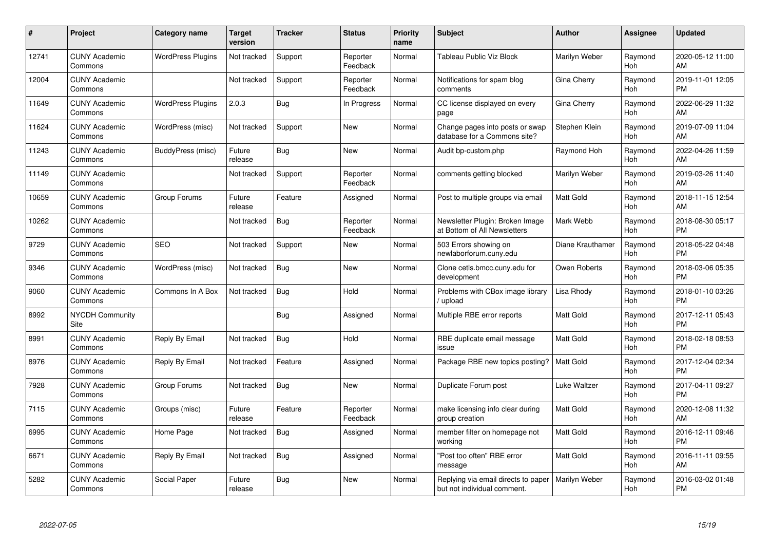| # | Project | Category name | Target version | Tracker | Status | Priority name | Subject | Author | Assignee | Updated |
|---|---|---|---|---|---|---|---|---|---|---|
| 12741 | CUNY Academic Commons | WordPress Plugins | Not tracked | Support | Reporter Feedback | Normal | Tableau Public Viz Block | Marilyn Weber | Raymond Hoh | 2020-05-12 11:00 AM |
| 12004 | CUNY Academic Commons | | Not tracked | Support | Reporter Feedback | Normal | Notifications for spam blog comments | Gina Cherry | Raymond Hoh | 2019-11-01 12:05 PM |
| 11649 | CUNY Academic Commons | WordPress Plugins | 2.0.3 | Bug | In Progress | Normal | CC license displayed on every page | Gina Cherry | Raymond Hoh | 2022-06-29 11:32 AM |
| 11624 | CUNY Academic Commons | WordPress (misc) | Not tracked | Support | New | Normal | Change pages into posts or swap database for a Commons site? | Stephen Klein | Raymond Hoh | 2019-07-09 11:04 AM |
| 11243 | CUNY Academic Commons | BuddyPress (misc) | Future release | Bug | New | Normal | Audit bp-custom.php | Raymond Hoh | Raymond Hoh | 2022-04-26 11:59 AM |
| 11149 | CUNY Academic Commons | | Not tracked | Support | Reporter Feedback | Normal | comments getting blocked | Marilyn Weber | Raymond Hoh | 2019-03-26 11:40 AM |
| 10659 | CUNY Academic Commons | Group Forums | Future release | Feature | Assigned | Normal | Post to multiple groups via email | Matt Gold | Raymond Hoh | 2018-11-15 12:54 AM |
| 10262 | CUNY Academic Commons | | Not tracked | Bug | Reporter Feedback | Normal | Newsletter Plugin: Broken Image at Bottom of All Newsletters | Mark Webb | Raymond Hoh | 2018-08-30 05:17 PM |
| 9729 | CUNY Academic Commons | SEO | Not tracked | Support | New | Normal | 503 Errors showing on newlaborforum.cuny.edu | Diane Krauthamer | Raymond Hoh | 2018-05-22 04:48 PM |
| 9346 | CUNY Academic Commons | WordPress (misc) | Not tracked | Bug | New | Normal | Clone cetls.bmcc.cuny.edu for development | Owen Roberts | Raymond Hoh | 2018-03-06 05:35 PM |
| 9060 | CUNY Academic Commons | Commons In A Box | Not tracked | Bug | Hold | Normal | Problems with CBox image library / upload | Lisa Rhody | Raymond Hoh | 2018-01-10 03:26 PM |
| 8992 | NYCDH Community Site | | | Bug | Assigned | Normal | Multiple RBE error reports | Matt Gold | Raymond Hoh | 2017-12-11 05:43 PM |
| 8991 | CUNY Academic Commons | Reply By Email | Not tracked | Bug | Hold | Normal | RBE duplicate email message issue | Matt Gold | Raymond Hoh | 2018-02-18 08:53 PM |
| 8976 | CUNY Academic Commons | Reply By Email | Not tracked | Feature | Assigned | Normal | Package RBE new topics posting? | Matt Gold | Raymond Hoh | 2017-12-04 02:34 PM |
| 7928 | CUNY Academic Commons | Group Forums | Not tracked | Bug | New | Normal | Duplicate Forum post | Luke Waltzer | Raymond Hoh | 2017-04-11 09:27 PM |
| 7115 | CUNY Academic Commons | Groups (misc) | Future release | Feature | Reporter Feedback | Normal | make licensing info clear during group creation | Matt Gold | Raymond Hoh | 2020-12-08 11:32 AM |
| 6995 | CUNY Academic Commons | Home Page | Not tracked | Bug | Assigned | Normal | member filter on homepage not working | Matt Gold | Raymond Hoh | 2016-12-11 09:46 PM |
| 6671 | CUNY Academic Commons | Reply By Email | Not tracked | Bug | Assigned | Normal | "Post too often" RBE error message | Matt Gold | Raymond Hoh | 2016-11-11 09:55 AM |
| 5282 | CUNY Academic Commons | Social Paper | Future release | Bug | New | Normal | Replying via email directs to paper but not individual comment. | Marilyn Weber | Raymond Hoh | 2016-03-02 01:48 PM |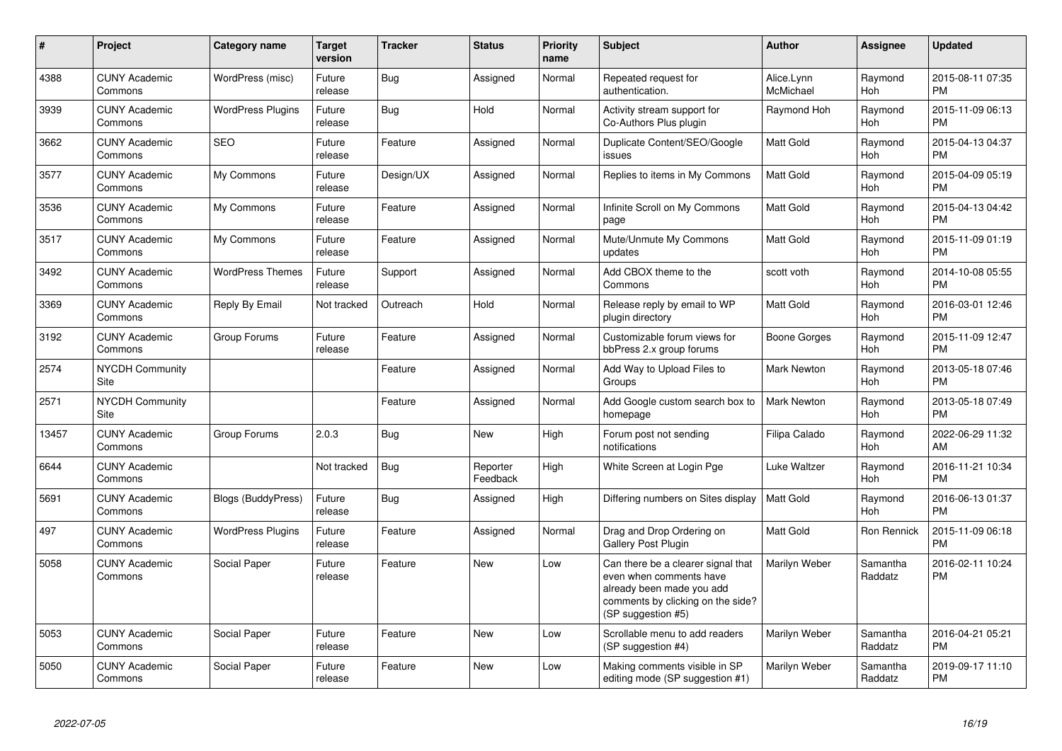| # | Project | Category name | Target version | Tracker | Status | Priority name | Subject | Author | Assignee | Updated |
|---|---|---|---|---|---|---|---|---|---|---|
| 4388 | CUNY Academic Commons | WordPress (misc) | Future release | Bug | Assigned | Normal | Repeated request for authentication. | Alice.Lynn McMichael | Raymond Hoh | 2015-08-11 07:35 PM |
| 3939 | CUNY Academic Commons | WordPress Plugins | Future release | Bug | Hold | Normal | Activity stream support for Co-Authors Plus plugin | Raymond Hoh | Raymond Hoh | 2015-11-09 06:13 PM |
| 3662 | CUNY Academic Commons | SEO | Future release | Feature | Assigned | Normal | Duplicate Content/SEO/Google issues | Matt Gold | Raymond Hoh | 2015-04-13 04:37 PM |
| 3577 | CUNY Academic Commons | My Commons | Future release | Design/UX | Assigned | Normal | Replies to items in My Commons | Matt Gold | Raymond Hoh | 2015-04-09 05:19 PM |
| 3536 | CUNY Academic Commons | My Commons | Future release | Feature | Assigned | Normal | Infinite Scroll on My Commons page | Matt Gold | Raymond Hoh | 2015-04-13 04:42 PM |
| 3517 | CUNY Academic Commons | My Commons | Future release | Feature | Assigned | Normal | Mute/Unmute My Commons updates | Matt Gold | Raymond Hoh | 2015-11-09 01:19 PM |
| 3492 | CUNY Academic Commons | WordPress Themes | Future release | Support | Assigned | Normal | Add CBOX theme to the Commons | scott voth | Raymond Hoh | 2014-10-08 05:55 PM |
| 3369 | CUNY Academic Commons | Reply By Email | Not tracked | Outreach | Hold | Normal | Release reply by email to WP plugin directory | Matt Gold | Raymond Hoh | 2016-03-01 12:46 PM |
| 3192 | CUNY Academic Commons | Group Forums | Future release | Feature | Assigned | Normal | Customizable forum views for bbPress 2.x group forums | Boone Gorges | Raymond Hoh | 2015-11-09 12:47 PM |
| 2574 | NYCDH Community Site | | | Feature | Assigned | Normal | Add Way to Upload Files to Groups | Mark Newton | Raymond Hoh | 2013-05-18 07:46 PM |
| 2571 | NYCDH Community Site | | | Feature | Assigned | Normal | Add Google custom search box to homepage | Mark Newton | Raymond Hoh | 2013-05-18 07:49 PM |
| 13457 | CUNY Academic Commons | Group Forums | 2.0.3 | Bug | New | High | Forum post not sending notifications | Filipa Calado | Raymond Hoh | 2022-06-29 11:32 AM |
| 6644 | CUNY Academic Commons | | Not tracked | Bug | Reporter Feedback | High | White Screen at Login Pge | Luke Waltzer | Raymond Hoh | 2016-11-21 10:34 PM |
| 5691 | CUNY Academic Commons | Blogs (BuddyPress) | Future release | Bug | Assigned | High | Differing numbers on Sites display | Matt Gold | Raymond Hoh | 2016-06-13 01:37 PM |
| 497 | CUNY Academic Commons | WordPress Plugins | Future release | Feature | Assigned | Normal | Drag and Drop Ordering on Gallery Post Plugin | Matt Gold | Ron Rennick | 2015-11-09 06:18 PM |
| 5058 | CUNY Academic Commons | Social Paper | Future release | Feature | New | Low | Can there be a clearer signal that even when comments have already been made you add comments by clicking on the side? (SP suggestion #5) | Marilyn Weber | Samantha Raddatz | 2016-02-11 10:24 PM |
| 5053 | CUNY Academic Commons | Social Paper | Future release | Feature | New | Low | Scrollable menu to add readers (SP suggestion #4) | Marilyn Weber | Samantha Raddatz | 2016-04-21 05:21 PM |
| 5050 | CUNY Academic Commons | Social Paper | Future release | Feature | New | Low | Making comments visible in SP editing mode (SP suggestion #1) | Marilyn Weber | Samantha Raddatz | 2019-09-17 11:10 PM |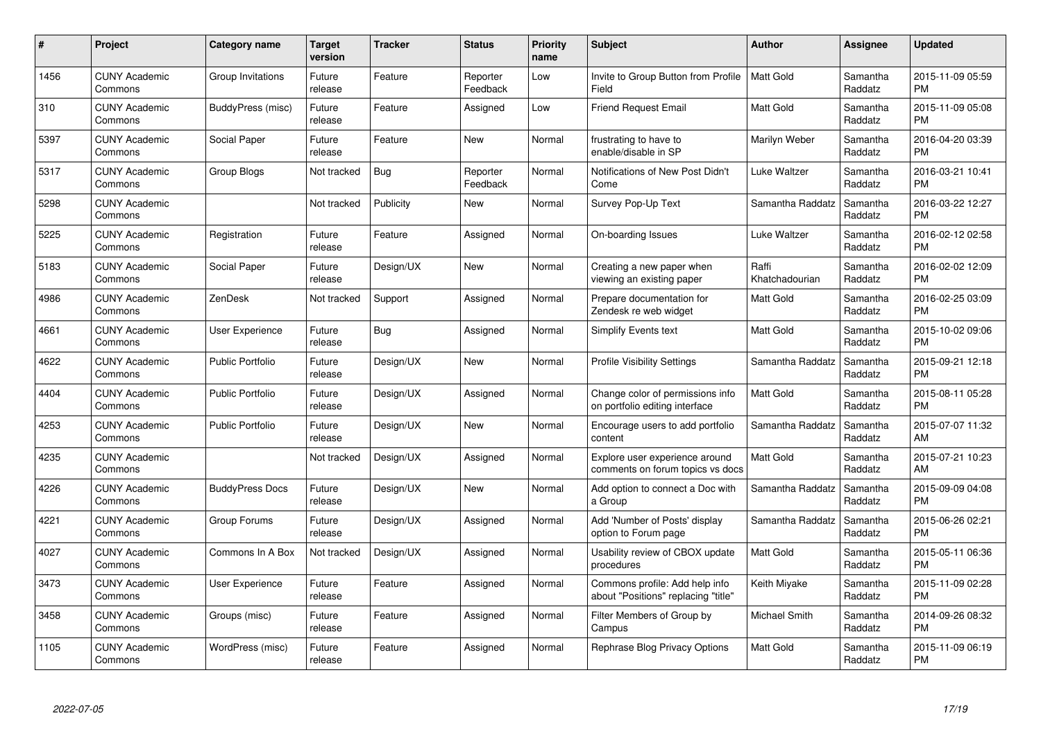| # | Project | Category name | Target version | Tracker | Status | Priority name | Subject | Author | Assignee | Updated |
|---|---|---|---|---|---|---|---|---|---|---|
| 1456 | CUNY Academic Commons | Group Invitations | Future release | Feature | Reporter Feedback | Low | Invite to Group Button from Profile Field | Matt Gold | Samantha Raddatz | 2015-11-09 05:59 PM |
| 310 | CUNY Academic Commons | BuddyPress (misc) | Future release | Feature | Assigned | Low | Friend Request Email | Matt Gold | Samantha Raddatz | 2015-11-09 05:08 PM |
| 5397 | CUNY Academic Commons | Social Paper | Future release | Feature | New | Normal | frustrating to have to enable/disable in SP | Marilyn Weber | Samantha Raddatz | 2016-04-20 03:39 PM |
| 5317 | CUNY Academic Commons | Group Blogs | Not tracked | Bug | Reporter Feedback | Normal | Notifications of New Post Didn't Come | Luke Waltzer | Samantha Raddatz | 2016-03-21 10:41 PM |
| 5298 | CUNY Academic Commons | | Not tracked | Publicity | New | Normal | Survey Pop-Up Text | Samantha Raddatz | Samantha Raddatz | 2016-03-22 12:27 PM |
| 5225 | CUNY Academic Commons | Registration | Future release | Feature | Assigned | Normal | On-boarding Issues | Luke Waltzer | Samantha Raddatz | 2016-02-12 02:58 PM |
| 5183 | CUNY Academic Commons | Social Paper | Future release | Design/UX | New | Normal | Creating a new paper when viewing an existing paper | Raffi Khatchadourian | Samantha Raddatz | 2016-02-02 12:09 PM |
| 4986 | CUNY Academic Commons | ZenDesk | Not tracked | Support | Assigned | Normal | Prepare documentation for Zendesk re web widget | Matt Gold | Samantha Raddatz | 2016-02-25 03:09 PM |
| 4661 | CUNY Academic Commons | User Experience | Future release | Bug | Assigned | Normal | Simplify Events text | Matt Gold | Samantha Raddatz | 2015-10-02 09:06 PM |
| 4622 | CUNY Academic Commons | Public Portfolio | Future release | Design/UX | New | Normal | Profile Visibility Settings | Samantha Raddatz | Samantha Raddatz | 2015-09-21 12:18 PM |
| 4404 | CUNY Academic Commons | Public Portfolio | Future release | Design/UX | Assigned | Normal | Change color of permissions info on portfolio editing interface | Matt Gold | Samantha Raddatz | 2015-08-11 05:28 PM |
| 4253 | CUNY Academic Commons | Public Portfolio | Future release | Design/UX | New | Normal | Encourage users to add portfolio content | Samantha Raddatz | Samantha Raddatz | 2015-07-07 11:32 AM |
| 4235 | CUNY Academic Commons | | Not tracked | Design/UX | Assigned | Normal | Explore user experience around comments on forum topics vs docs | Matt Gold | Samantha Raddatz | 2015-07-21 10:23 AM |
| 4226 | CUNY Academic Commons | BuddyPress Docs | Future release | Design/UX | New | Normal | Add option to connect a Doc with a Group | Samantha Raddatz | Samantha Raddatz | 2015-09-09 04:08 PM |
| 4221 | CUNY Academic Commons | Group Forums | Future release | Design/UX | Assigned | Normal | Add 'Number of Posts' display option to Forum page | Samantha Raddatz | Samantha Raddatz | 2015-06-26 02:21 PM |
| 4027 | CUNY Academic Commons | Commons In A Box | Not tracked | Design/UX | Assigned | Normal | Usability review of CBOX update procedures | Matt Gold | Samantha Raddatz | 2015-05-11 06:36 PM |
| 3473 | CUNY Academic Commons | User Experience | Future release | Feature | Assigned | Normal | Commons profile: Add help info about "Positions" replacing "title" | Keith Miyake | Samantha Raddatz | 2015-11-09 02:28 PM |
| 3458 | CUNY Academic Commons | Groups (misc) | Future release | Feature | Assigned | Normal | Filter Members of Group by Campus | Michael Smith | Samantha Raddatz | 2014-09-26 08:32 PM |
| 1105 | CUNY Academic Commons | WordPress (misc) | Future release | Feature | Assigned | Normal | Rephrase Blog Privacy Options | Matt Gold | Samantha Raddatz | 2015-11-09 06:19 PM |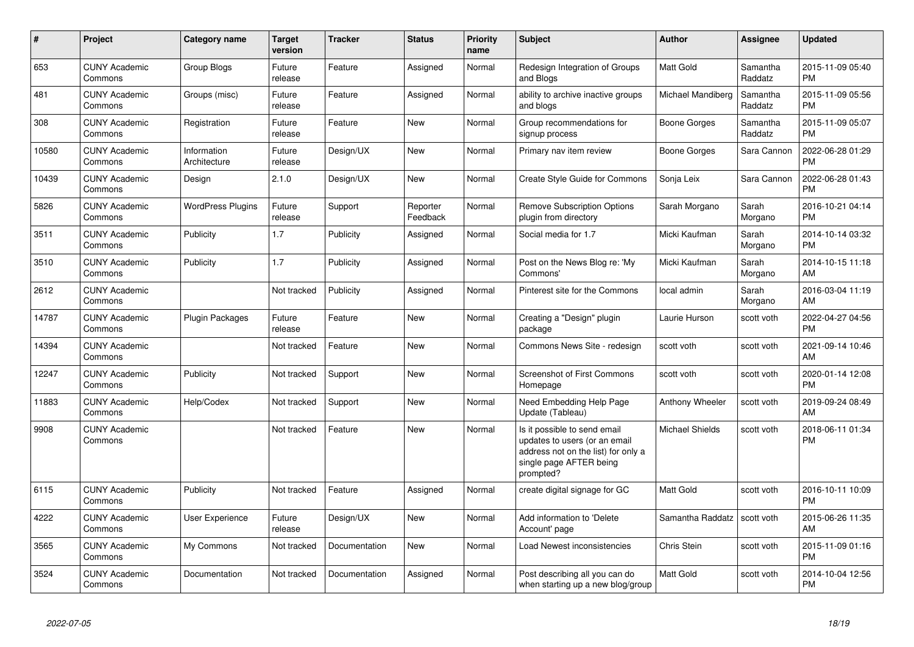| # | Project | Category name | Target version | Tracker | Status | Priority name | Subject | Author | Assignee | Updated |
|---|---|---|---|---|---|---|---|---|---|---|
| 653 | CUNY Academic Commons | Group Blogs | Future release | Feature | Assigned | Normal | Redesign Integration of Groups and Blogs | Matt Gold | Samantha Raddatz | 2015-11-09 05:40 PM |
| 481 | CUNY Academic Commons | Groups (misc) | Future release | Feature | Assigned | Normal | ability to archive inactive groups and blogs | Michael Mandiberg | Samantha Raddatz | 2015-11-09 05:56 PM |
| 308 | CUNY Academic Commons | Registration | Future release | Feature | New | Normal | Group recommendations for signup process | Boone Gorges | Samantha Raddatz | 2015-11-09 05:07 PM |
| 10580 | CUNY Academic Commons | Information Architecture | Future release | Design/UX | New | Normal | Primary nav item review | Boone Gorges | Sara Cannon | 2022-06-28 01:29 PM |
| 10439 | CUNY Academic Commons | Design | 2.1.0 | Design/UX | New | Normal | Create Style Guide for Commons | Sonja Leix | Sara Cannon | 2022-06-28 01:43 PM |
| 5826 | CUNY Academic Commons | WordPress Plugins | Future release | Support | Reporter Feedback | Normal | Remove Subscription Options plugin from directory | Sarah Morgano | Sarah Morgano | 2016-10-21 04:14 PM |
| 3511 | CUNY Academic Commons | Publicity | 1.7 | Publicity | Assigned | Normal | Social media for 1.7 | Micki Kaufman | Sarah Morgano | 2014-10-14 03:32 PM |
| 3510 | CUNY Academic Commons | Publicity | 1.7 | Publicity | Assigned | Normal | Post on the News Blog re: 'My Commons' | Micki Kaufman | Sarah Morgano | 2014-10-15 11:18 AM |
| 2612 | CUNY Academic Commons | | Not tracked | Publicity | Assigned | Normal | Pinterest site for the Commons | local admin | Sarah Morgano | 2016-03-04 11:19 AM |
| 14787 | CUNY Academic Commons | Plugin Packages | Future release | Feature | New | Normal | Creating a "Design" plugin package | Laurie Hurson | scott voth | 2022-04-27 04:56 PM |
| 14394 | CUNY Academic Commons | | Not tracked | Feature | New | Normal | Commons News Site - redesign | scott voth | scott voth | 2021-09-14 10:46 AM |
| 12247 | CUNY Academic Commons | Publicity | Not tracked | Support | New | Normal | Screenshot of First Commons Homepage | scott voth | scott voth | 2020-01-14 12:08 PM |
| 11883 | CUNY Academic Commons | Help/Codex | Not tracked | Support | New | Normal | Need Embedding Help Page Update (Tableau) | Anthony Wheeler | scott voth | 2019-09-24 08:49 AM |
| 9908 | CUNY Academic Commons | | Not tracked | Feature | New | Normal | Is it possible to send email updates to users (or an email address not on the list) for only a single page AFTER being prompted? | Michael Shields | scott voth | 2018-06-11 01:34 PM |
| 6115 | CUNY Academic Commons | Publicity | Not tracked | Feature | Assigned | Normal | create digital signage for GC | Matt Gold | scott voth | 2016-10-11 10:09 PM |
| 4222 | CUNY Academic Commons | User Experience | Future release | Design/UX | New | Normal | Add information to 'Delete Account' page | Samantha Raddatz | scott voth | 2015-06-26 11:35 AM |
| 3565 | CUNY Academic Commons | My Commons | Not tracked | Documentation | New | Normal | Load Newest inconsistencies | Chris Stein | scott voth | 2015-11-09 01:16 PM |
| 3524 | CUNY Academic Commons | Documentation | Not tracked | Documentation | Assigned | Normal | Post describing all you can do when starting up a new blog/group | Matt Gold | scott voth | 2014-10-04 12:56 PM |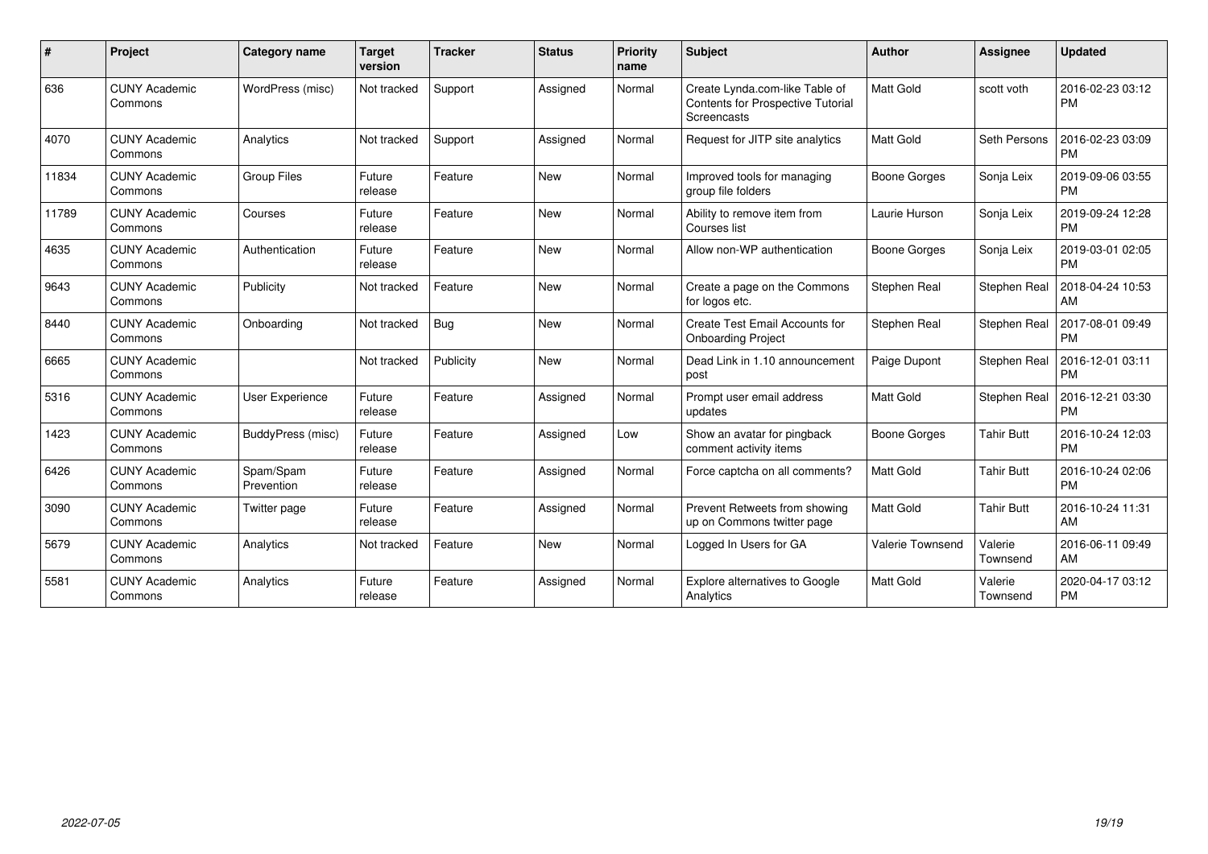| # | Project | Category name | Target version | Tracker | Status | Priority name | Subject | Author | Assignee | Updated |
|---|---|---|---|---|---|---|---|---|---|---|
| 636 | CUNY Academic Commons | WordPress (misc) | Not tracked | Support | Assigned | Normal | Create Lynda.com-like Table of Contents for Prospective Tutorial Screencasts | Matt Gold | scott voth | 2016-02-23 03:12 PM |
| 4070 | CUNY Academic Commons | Analytics | Not tracked | Support | Assigned | Normal | Request for JITP site analytics | Matt Gold | Seth Persons | 2016-02-23 03:09 PM |
| 11834 | CUNY Academic Commons | Group Files | Future release | Feature | New | Normal | Improved tools for managing group file folders | Boone Gorges | Sonja Leix | 2019-09-06 03:55 PM |
| 11789 | CUNY Academic Commons | Courses | Future release | Feature | New | Normal | Ability to remove item from Courses list | Laurie Hurson | Sonja Leix | 2019-09-24 12:28 PM |
| 4635 | CUNY Academic Commons | Authentication | Future release | Feature | New | Normal | Allow non-WP authentication | Boone Gorges | Sonja Leix | 2019-03-01 02:05 PM |
| 9643 | CUNY Academic Commons | Publicity | Not tracked | Feature | New | Normal | Create a page on the Commons for logos etc. | Stephen Real | Stephen Real | 2018-04-24 10:53 AM |
| 8440 | CUNY Academic Commons | Onboarding | Not tracked | Bug | New | Normal | Create Test Email Accounts for Onboarding Project | Stephen Real | Stephen Real | 2017-08-01 09:49 PM |
| 6665 | CUNY Academic Commons | | Not tracked | Publicity | New | Normal | Dead Link in 1.10 announcement post | Paige Dupont | Stephen Real | 2016-12-01 03:11 PM |
| 5316 | CUNY Academic Commons | User Experience | Future release | Feature | Assigned | Normal | Prompt user email address updates | Matt Gold | Stephen Real | 2016-12-21 03:30 PM |
| 1423 | CUNY Academic Commons | BuddyPress (misc) | Future release | Feature | Assigned | Low | Show an avatar for pingback comment activity items | Boone Gorges | Tahir Butt | 2016-10-24 12:03 PM |
| 6426 | CUNY Academic Commons | Spam/Spam Prevention | Future release | Feature | Assigned | Normal | Force captcha on all comments? | Matt Gold | Tahir Butt | 2016-10-24 02:06 PM |
| 3090 | CUNY Academic Commons | Twitter page | Future release | Feature | Assigned | Normal | Prevent Retweets from showing up on Commons twitter page | Matt Gold | Tahir Butt | 2016-10-24 11:31 AM |
| 5679 | CUNY Academic Commons | Analytics | Not tracked | Feature | New | Normal | Logged In Users for GA | Valerie Townsend | Valerie Townsend | 2016-06-11 09:49 AM |
| 5581 | CUNY Academic Commons | Analytics | Future release | Feature | Assigned | Normal | Explore alternatives to Google Analytics | Matt Gold | Valerie Townsend | 2020-04-17 03:12 PM |